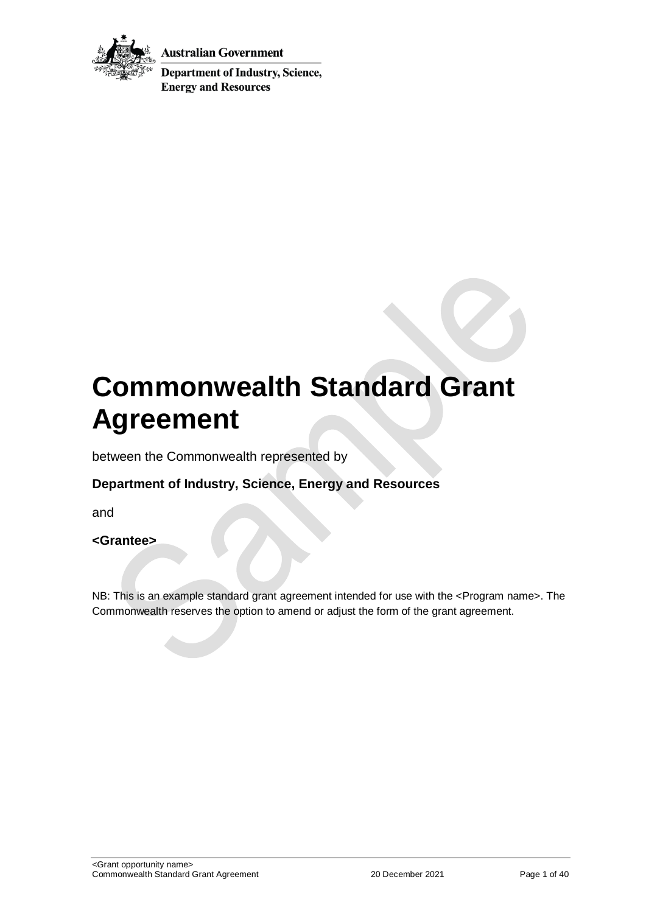Australian Government

Department of Industry, Science, Energy and Resources

# Commonwealth Standard Grant Agreement

between the Commonwealth represented by

**Department of Industry, Science, Energy and Resources**

and

**<Grantee>**

NB: This is an example standard grant agreement intended for use with the <Program name>. The Commonwealth reserves the option to amend or adjust the form of the grant agreement.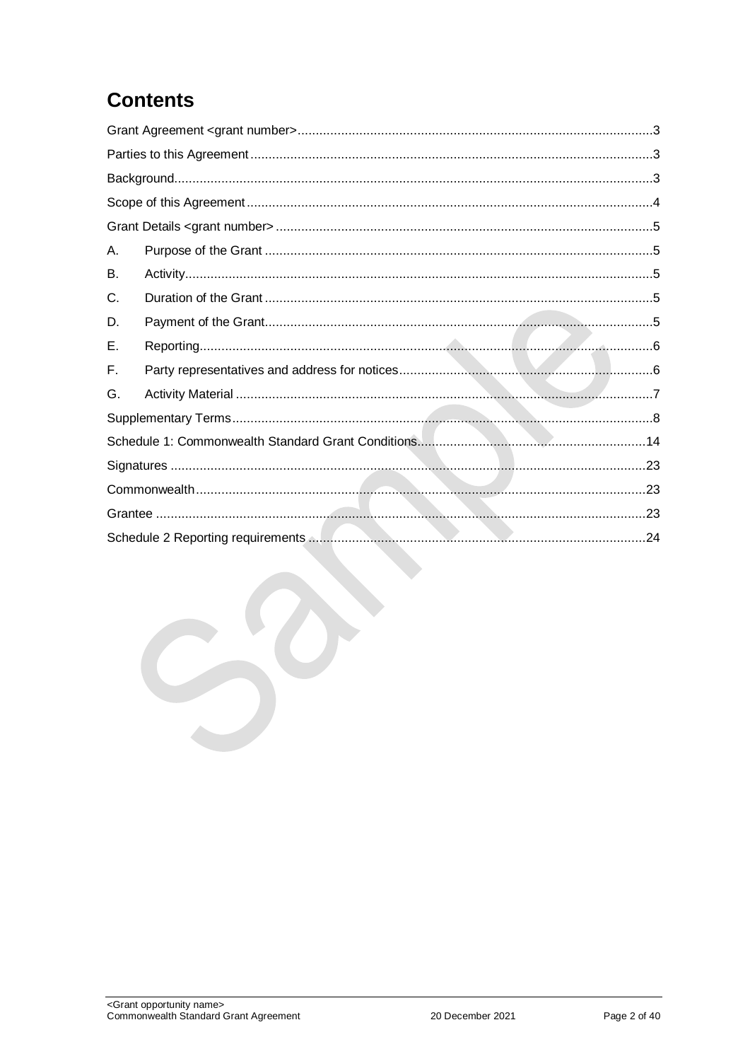# Contents

Grant Agreement <grant number> .....3

Parties to this Agreement .....3

Background .....3

Scope of this Agreement .....4

Grant Details <grant number> .....5

A. Purpose of the Grant .....5

B. Activity .....5

C. Duration of the Grant .....5

D. Payment of the Grant .....5

E. Reporting .....6

F. Party representatives and address for notices .....6

G. Activity Material .....7

Supplementary Terms .....8

Schedule 1: Commonwealth Standard Grant Conditions .....14

Signatures .....23

Commonwealth .....23

Grantee .....23

Schedule 2 Reporting requirements .....24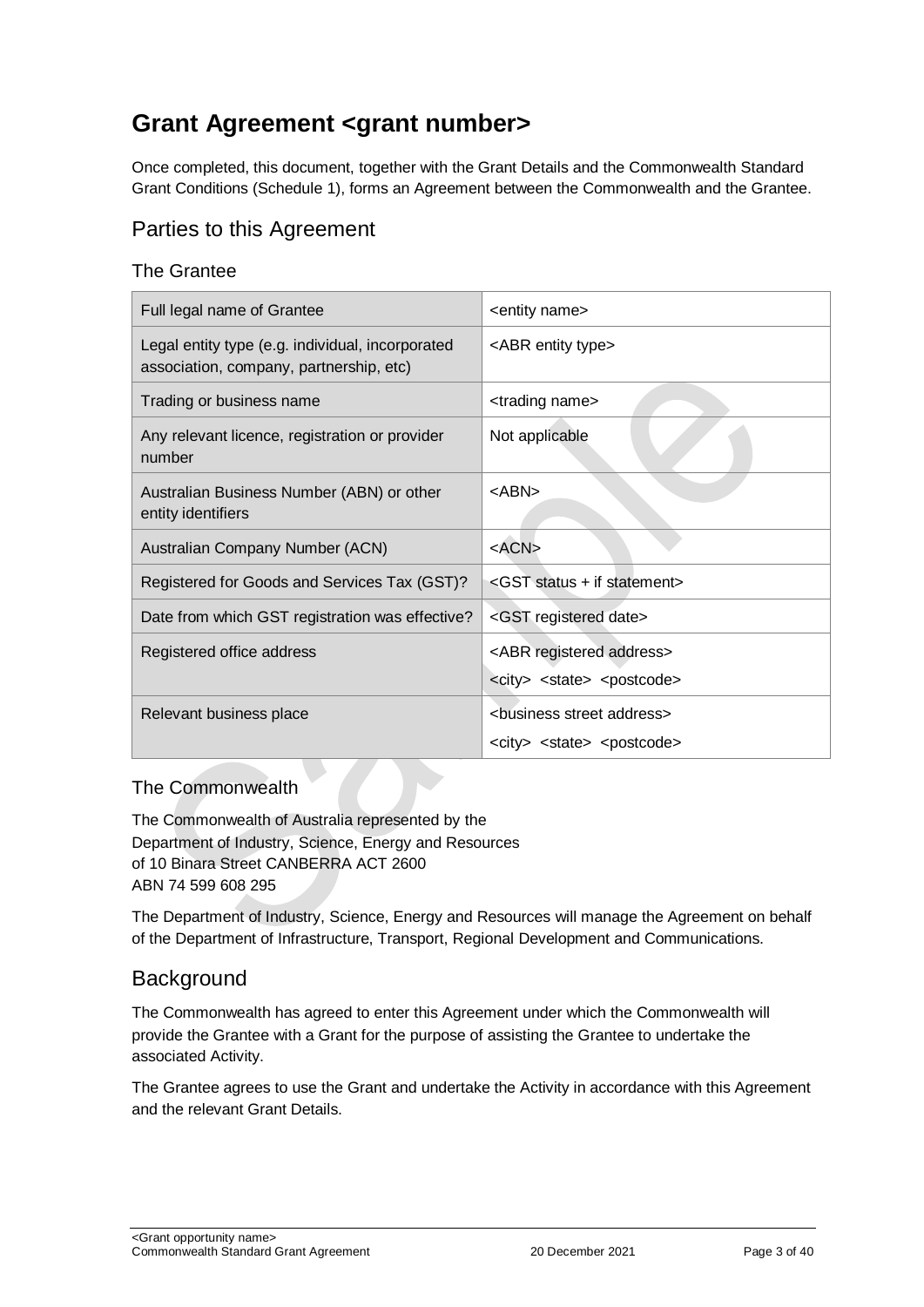# Grant Agreement <grant number>

Once completed, this document, together with the Grant Details and the Commonwealth Standard Grant Conditions (Schedule 1), forms an Agreement between the Commonwealth and the Grantee.

## Parties to this Agreement

### The Grantee

| | |
|---|---|
| Full legal name of Grantee | <entity name> |
| Legal entity type (e.g. individual, incorporated association, company, partnership, etc) | <ABR entity type> |
| Trading or business name | <trading name> |
| Any relevant licence, registration or provider number | Not applicable |
| Australian Business Number (ABN) or other entity identifiers | <ABN> |
| Australian Company Number (ACN) | <ACN> |
| Registered for Goods and Services Tax (GST)? | <GST status + if statement> |
| Date from which GST registration was effective? | <GST registered date> |
| Registered office address | <ABR registered address><br><city> <state> <postcode> |
| Relevant business place | <business street address><br><city> <state> <postcode> |

### The Commonwealth

The Commonwealth of Australia represented by the
Department of Industry, Science, Energy and Resources
of 10 Binara Street CANBERRA ACT 2600
ABN 74 599 608 295

The Department of Industry, Science, Energy and Resources will manage the Agreement on behalf of the Department of Infrastructure, Transport, Regional Development and Communications.

## Background

The Commonwealth has agreed to enter this Agreement under which the Commonwealth will provide the Grantee with a Grant for the purpose of assisting the Grantee to undertake the associated Activity.

The Grantee agrees to use the Grant and undertake the Activity in accordance with this Agreement and the relevant Grant Details.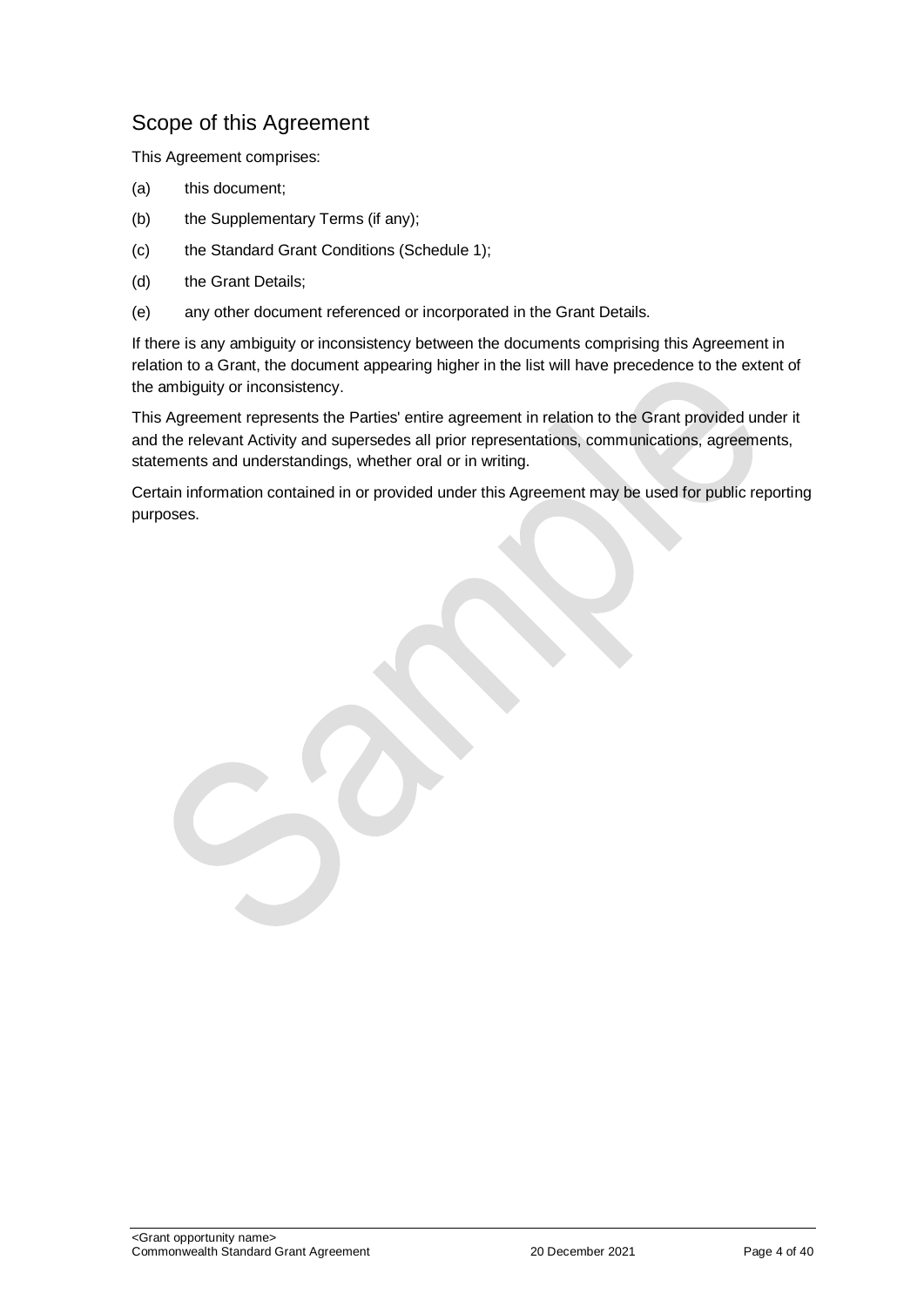## Scope of this Agreement

This Agreement comprises:

(a) this document;

(b) the Supplementary Terms (if any);

(c) the Standard Grant Conditions (Schedule 1);

(d) the Grant Details;

(e) any other document referenced or incorporated in the Grant Details.

If there is any ambiguity or inconsistency between the documents comprising this Agreement in relation to a Grant, the document appearing higher in the list will have precedence to the extent of the ambiguity or inconsistency.

This Agreement represents the Parties' entire agreement in relation to the Grant provided under it and the relevant Activity and supersedes all prior representations, communications, agreements, statements and understandings, whether oral or in writing.

Certain information contained in or provided under this Agreement may be used for public reporting purposes.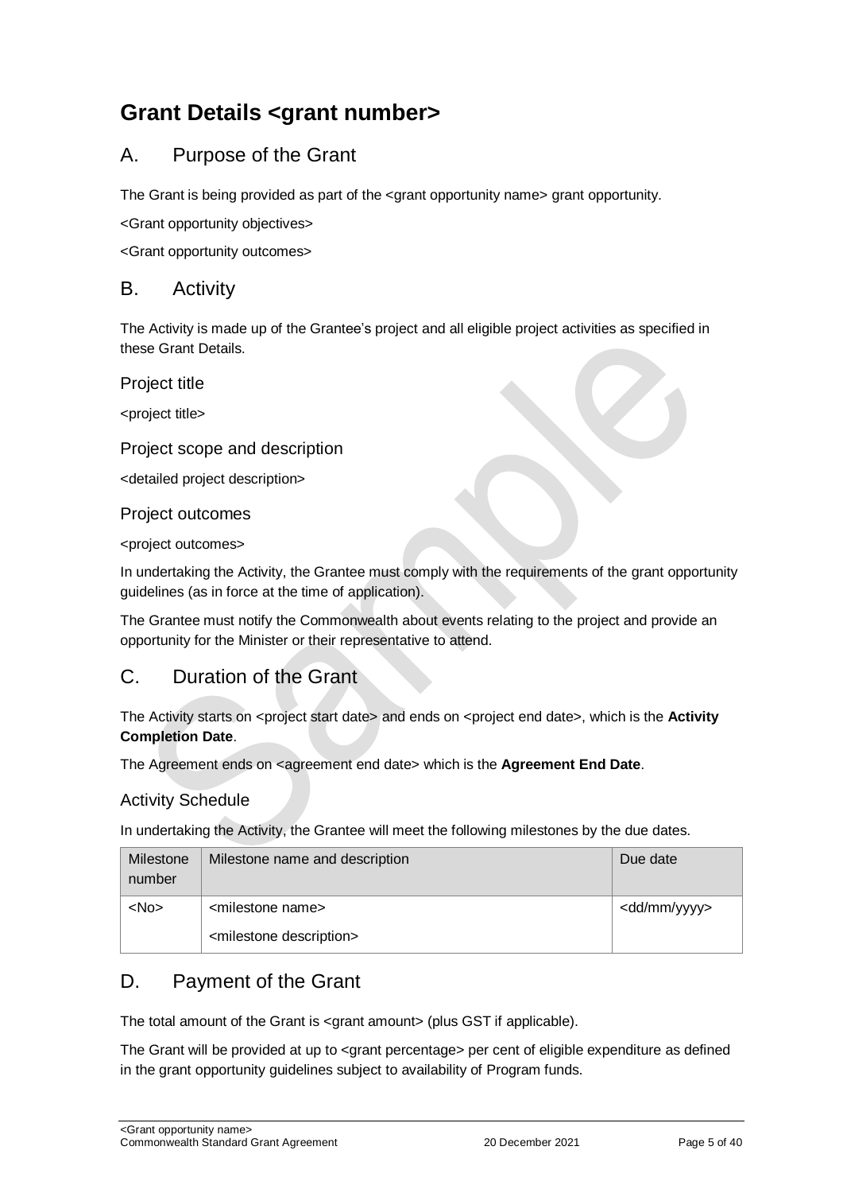# Grant Details <grant number>

## A. Purpose of the Grant

The Grant is being provided as part of the <grant opportunity name> grant opportunity.

<Grant opportunity objectives>

<Grant opportunity outcomes>

## B. Activity

The Activity is made up of the Grantee's project and all eligible project activities as specified in these Grant Details.

### Project title

<project title>

### Project scope and description

<detailed project description>

### Project outcomes

<project outcomes>

In undertaking the Activity, the Grantee must comply with the requirements of the grant opportunity guidelines (as in force at the time of application).

The Grantee must notify the Commonwealth about events relating to the project and provide an opportunity for the Minister or their representative to attend.

## C. Duration of the Grant

The Activity starts on <project start date> and ends on <project end date>, which is the **Activity Completion Date**.

The Agreement ends on <agreement end date> which is the **Agreement End Date**.

### Activity Schedule

In undertaking the Activity, the Grantee will meet the following milestones by the due dates.

| Milestone number | Milestone name and description | Due date |
|---|---|---|
| <No> | <milestone name><br><milestone description> | <dd/mm/yyyy> |

## D. Payment of the Grant

The total amount of the Grant is <grant amount> (plus GST if applicable).

The Grant will be provided at up to <grant percentage> per cent of eligible expenditure as defined in the grant opportunity guidelines subject to availability of Program funds.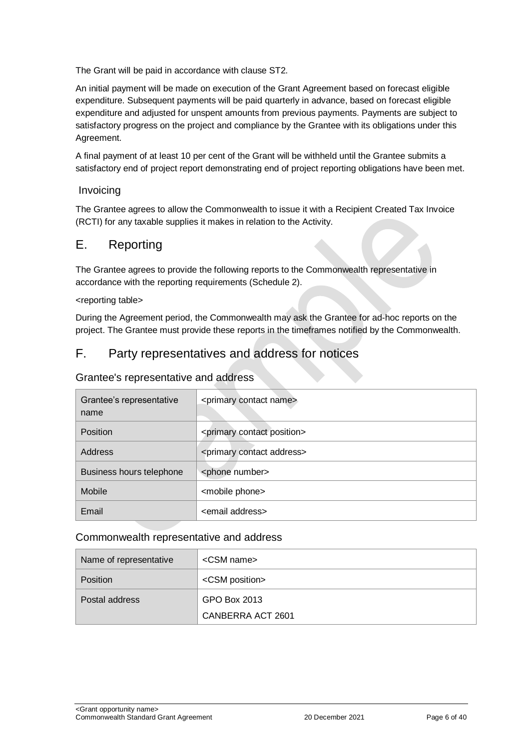The Grant will be paid in accordance with clause ST2.

An initial payment will be made on execution of the Grant Agreement based on forecast eligible expenditure. Subsequent payments will be paid quarterly in advance, based on forecast eligible expenditure and adjusted for unspent amounts from previous payments. Payments are subject to satisfactory progress on the project and compliance by the Grantee with its obligations under this Agreement.

A final payment of at least 10 per cent of the Grant will be withheld until the Grantee submits a satisfactory end of project report demonstrating end of project reporting obligations have been met.

### Invoicing

The Grantee agrees to allow the Commonwealth to issue it with a Recipient Created Tax Invoice (RCTI) for any taxable supplies it makes in relation to the Activity.

## E. Reporting

The Grantee agrees to provide the following reports to the Commonwealth representative in accordance with the reporting requirements (Schedule 2).

<reporting table>

During the Agreement period, the Commonwealth may ask the Grantee for ad-hoc reports on the project. The Grantee must provide these reports in the timeframes notified by the Commonwealth.

## F. Party representatives and address for notices

### Grantee's representative and address

| | |
|---|---|
| Grantee's representative name | <primary contact name> |
| Position | <primary contact position> |
| Address | <primary contact address> |
| Business hours telephone | <phone number> |
| Mobile | <mobile phone> |
| Email | <email address> |

### Commonwealth representative and address

| | |
|---|---|
| Name of representative | <CSM name> |
| Position | <CSM position> |
| Postal address | GPO Box 2013<br>CANBERRA ACT 2601 |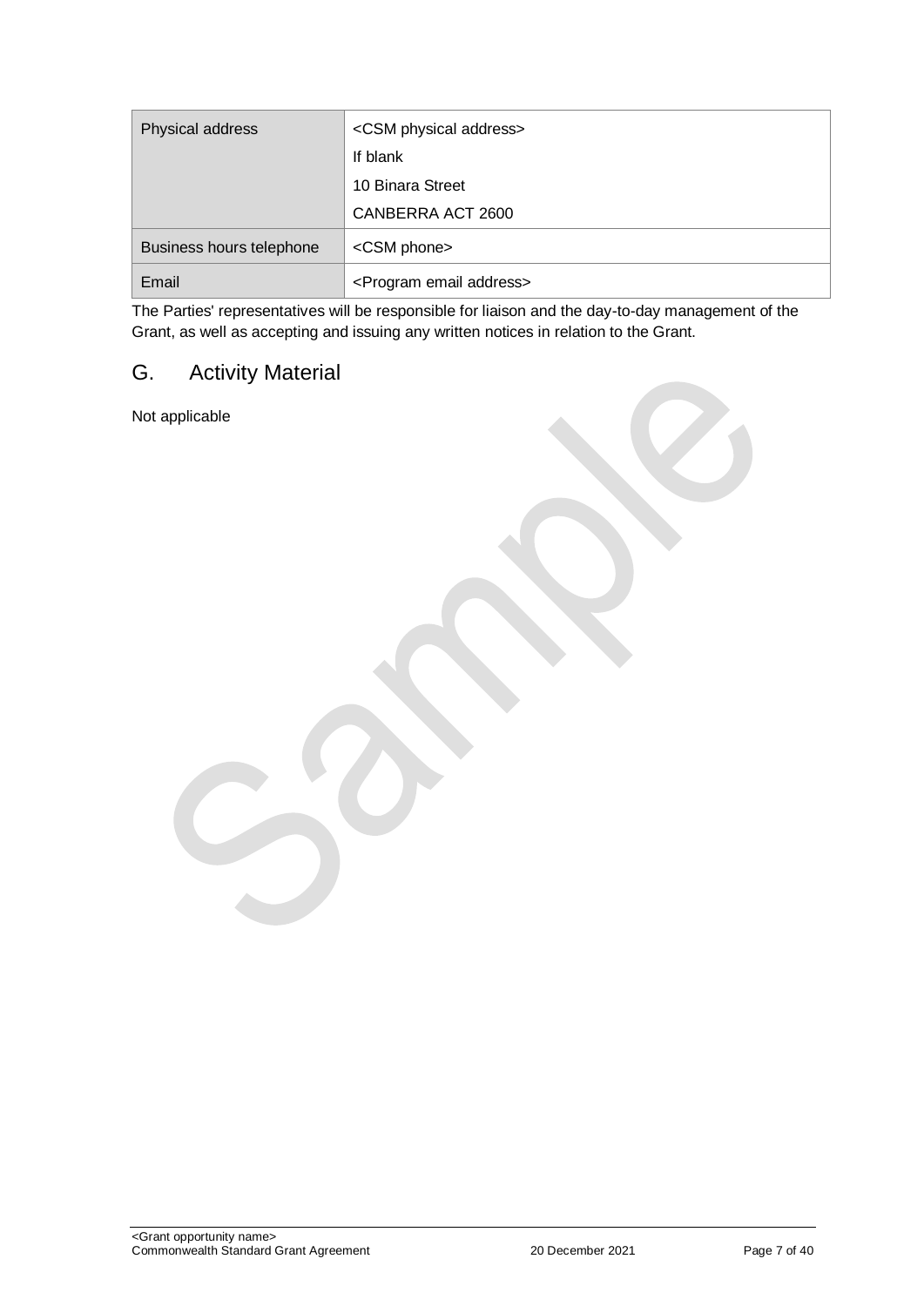| | |
|---|---|
| Physical address | <CSM physical address><br>If blank<br>10 Binara Street<br>CANBERRA ACT 2600 |
| Business hours telephone | <CSM phone> |
| Email | <Program email address> |

The Parties' representatives will be responsible for liaison and the day-to-day management of the Grant, as well as accepting and issuing any written notices in relation to the Grant.

## G. Activity Material

Not applicable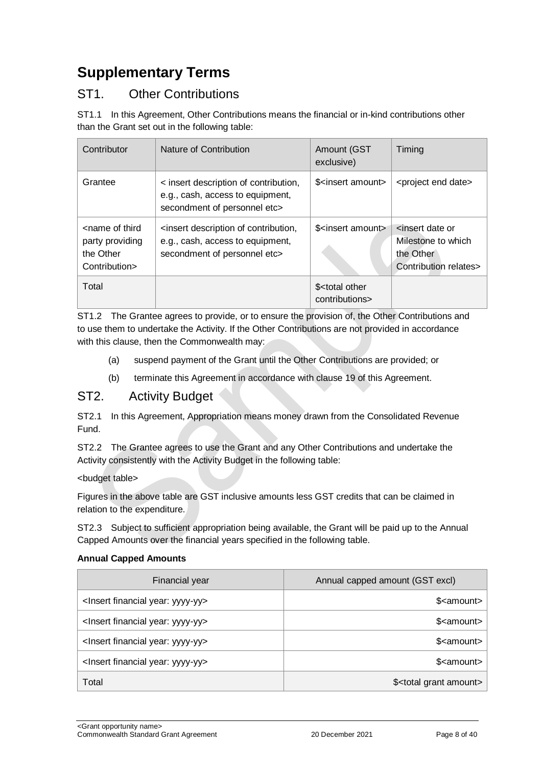# Supplementary Terms

## ST1. Other Contributions

ST1.1 In this Agreement, Other Contributions means the financial or in-kind contributions other than the Grant set out in the following table:

| Contributor | Nature of Contribution | Amount (GST exclusive) | Timing |
|---|---|---|---|
| Grantee | < insert description of contribution, e.g., cash, access to equipment, secondment of personnel etc> | $<insert amount> | <project end date> |
| <name of third party providing the Other Contribution> | <insert description of contribution, e.g., cash, access to equipment, secondment of personnel etc> | $<insert amount> | <insert date or Milestone to which the Other Contribution relates> |
| Total | | $<total other contributions> | |

ST1.2 The Grantee agrees to provide, or to ensure the provision of, the Other Contributions and to use them to undertake the Activity. If the Other Contributions are not provided in accordance with this clause, then the Commonwealth may:

(a) suspend payment of the Grant until the Other Contributions are provided; or

(b) terminate this Agreement in accordance with clause 19 of this Agreement.

## ST2. Activity Budget

ST2.1 In this Agreement, Appropriation means money drawn from the Consolidated Revenue Fund.

ST2.2 The Grantee agrees to use the Grant and any Other Contributions and undertake the Activity consistently with the Activity Budget in the following table:

<budget table>

Figures in the above table are GST inclusive amounts less GST credits that can be claimed in relation to the expenditure.

ST2.3 Subject to sufficient appropriation being available, the Grant will be paid up to the Annual Capped Amounts over the financial years specified in the following table.

**Annual Capped Amounts**

| Financial year | Annual capped amount (GST excl) |
|---|---|
| <Insert financial year: yyyy-yy> | $<amount> |
| <Insert financial year: yyyy-yy> | $<amount> |
| <Insert financial year: yyyy-yy> | $<amount> |
| <Insert financial year: yyyy-yy> | $<amount> |
| Total | $<total grant amount> |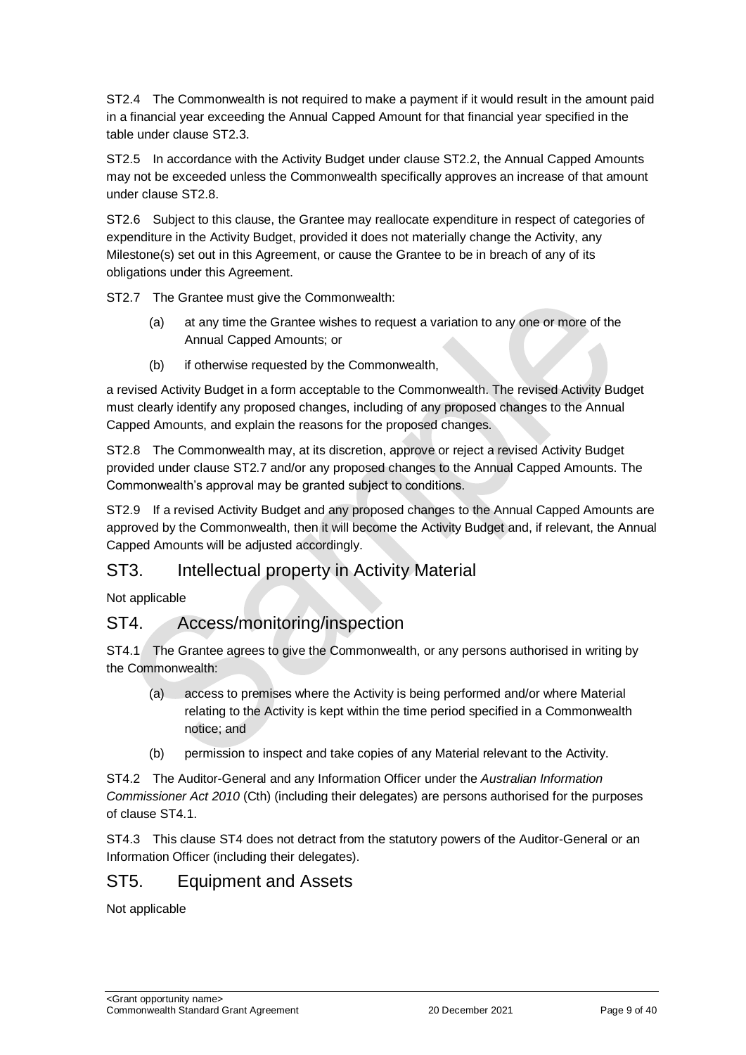ST2.4 The Commonwealth is not required to make a payment if it would result in the amount paid in a financial year exceeding the Annual Capped Amount for that financial year specified in the table under clause ST2.3.

ST2.5 In accordance with the Activity Budget under clause ST2.2, the Annual Capped Amounts may not be exceeded unless the Commonwealth specifically approves an increase of that amount under clause ST2.8.

ST2.6 Subject to this clause, the Grantee may reallocate expenditure in respect of categories of expenditure in the Activity Budget, provided it does not materially change the Activity, any Milestone(s) set out in this Agreement, or cause the Grantee to be in breach of any of its obligations under this Agreement.

ST2.7 The Grantee must give the Commonwealth:

(a) at any time the Grantee wishes to request a variation to any one or more of the Annual Capped Amounts; or

(b) if otherwise requested by the Commonwealth,

a revised Activity Budget in a form acceptable to the Commonwealth. The revised Activity Budget must clearly identify any proposed changes, including of any proposed changes to the Annual Capped Amounts, and explain the reasons for the proposed changes.

ST2.8 The Commonwealth may, at its discretion, approve or reject a revised Activity Budget provided under clause ST2.7 and/or any proposed changes to the Annual Capped Amounts. The Commonwealth's approval may be granted subject to conditions.

ST2.9 If a revised Activity Budget and any proposed changes to the Annual Capped Amounts are approved by the Commonwealth, then it will become the Activity Budget and, if relevant, the Annual Capped Amounts will be adjusted accordingly.

## ST3. Intellectual property in Activity Material

Not applicable

## ST4. Access/monitoring/inspection

ST4.1 The Grantee agrees to give the Commonwealth, or any persons authorised in writing by the Commonwealth:

(a) access to premises where the Activity is being performed and/or where Material relating to the Activity is kept within the time period specified in a Commonwealth notice; and

(b) permission to inspect and take copies of any Material relevant to the Activity.

ST4.2 The Auditor-General and any Information Officer under the *Australian Information Commissioner Act 2010* (Cth) (including their delegates) are persons authorised for the purposes of clause ST4.1.

ST4.3 This clause ST4 does not detract from the statutory powers of the Auditor-General or an Information Officer (including their delegates).

## ST5. Equipment and Assets

Not applicable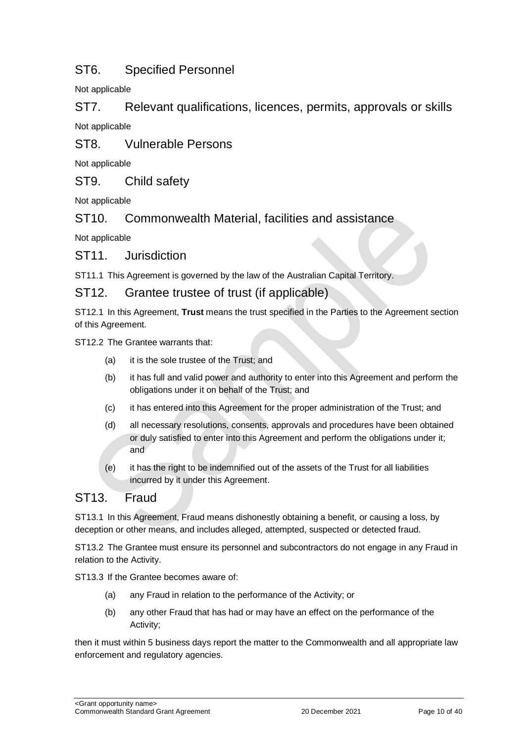## ST6. Specified Personnel

Not applicable

## ST7. Relevant qualifications, licences, permits, approvals or skills

Not applicable

## ST8. Vulnerable Persons

Not applicable

## ST9. Child safety

Not applicable

## ST10. Commonwealth Material, facilities and assistance

Not applicable

## ST11. Jurisdiction

ST11.1 This Agreement is governed by the law of the Australian Capital Territory.

## ST12. Grantee trustee of trust (if applicable)

ST12.1 In this Agreement, **Trust** means the trust specified in the Parties to the Agreement section of this Agreement.

ST12.2 The Grantee warrants that:

- (a) it is the sole trustee of the Trust; and
- (b) it has full and valid power and authority to enter into this Agreement and perform the obligations under it on behalf of the Trust; and
- (c) it has entered into this Agreement for the proper administration of the Trust; and
- (d) all necessary resolutions, consents, approvals and procedures have been obtained or duly satisfied to enter into this Agreement and perform the obligations under it; and
- (e) it has the right to be indemnified out of the assets of the Trust for all liabilities incurred by it under this Agreement.

## ST13. Fraud

ST13.1 In this Agreement, Fraud means dishonestly obtaining a benefit, or causing a loss, by deception or other means, and includes alleged, attempted, suspected or detected fraud.

ST13.2 The Grantee must ensure its personnel and subcontractors do not engage in any Fraud in relation to the Activity.

ST13.3 If the Grantee becomes aware of:

- (a) any Fraud in relation to the performance of the Activity; or
- (b) any other Fraud that has had or may have an effect on the performance of the Activity;

then it must within 5 business days report the matter to the Commonwealth and all appropriate law enforcement and regulatory agencies.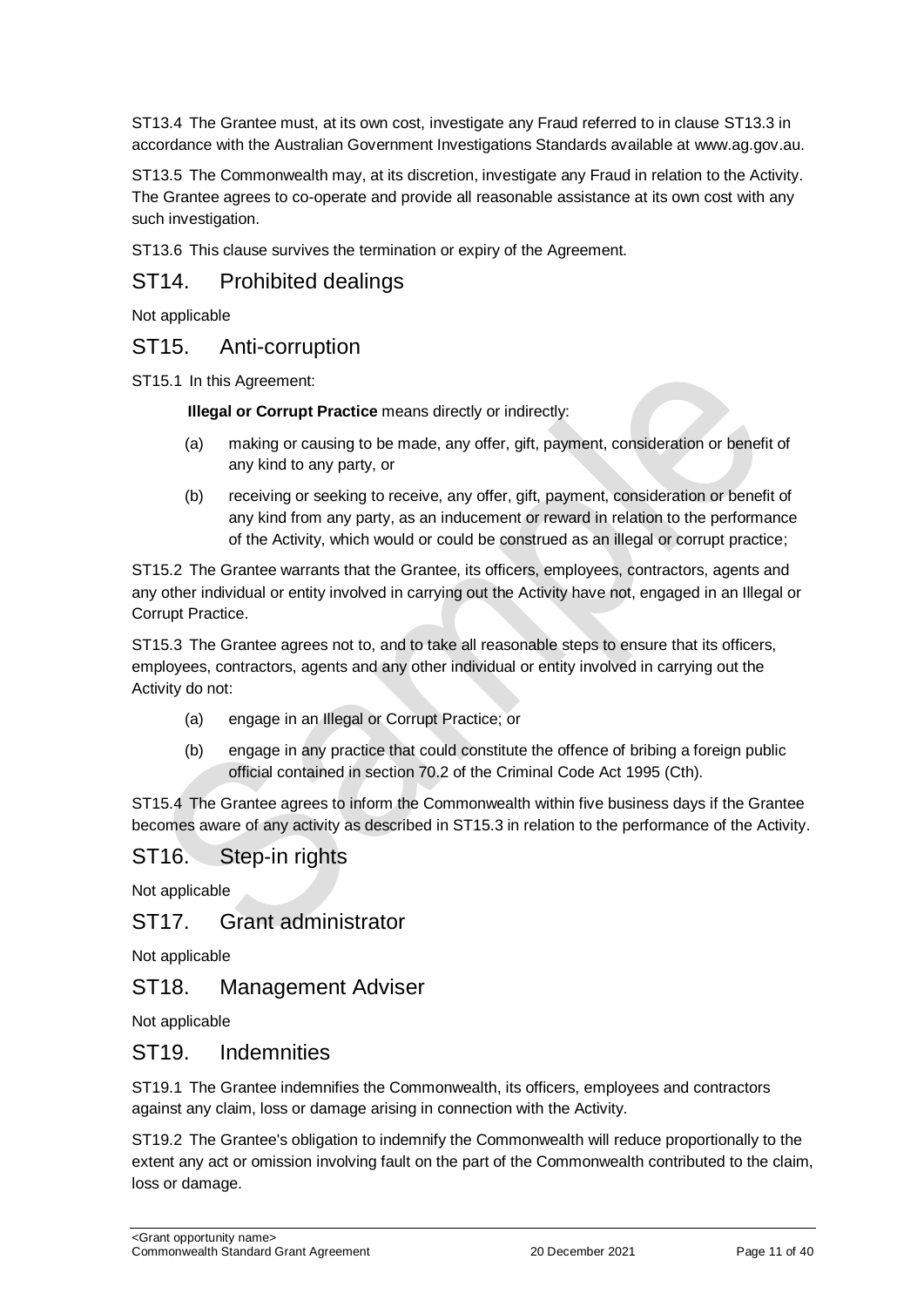ST13.4 The Grantee must, at its own cost, investigate any Fraud referred to in clause ST13.3 in accordance with the Australian Government Investigations Standards available at www.ag.gov.au.

ST13.5 The Commonwealth may, at its discretion, investigate any Fraud in relation to the Activity. The Grantee agrees to co-operate and provide all reasonable assistance at its own cost with any such investigation.

ST13.6 This clause survives the termination or expiry of the Agreement.

## ST14. Prohibited dealings

Not applicable

## ST15. Anti-corruption

ST15.1 In this Agreement:

**Illegal or Corrupt Practice** means directly or indirectly:

(a) making or causing to be made, any offer, gift, payment, consideration or benefit of any kind to any party, or

(b) receiving or seeking to receive, any offer, gift, payment, consideration or benefit of any kind from any party, as an inducement or reward in relation to the performance of the Activity, which would or could be construed as an illegal or corrupt practice;

ST15.2 The Grantee warrants that the Grantee, its officers, employees, contractors, agents and any other individual or entity involved in carrying out the Activity have not, engaged in an Illegal or Corrupt Practice.

ST15.3 The Grantee agrees not to, and to take all reasonable steps to ensure that its officers, employees, contractors, agents and any other individual or entity involved in carrying out the Activity do not:

(a) engage in an Illegal or Corrupt Practice; or

(b) engage in any practice that could constitute the offence of bribing a foreign public official contained in section 70.2 of the Criminal Code Act 1995 (Cth).

ST15.4 The Grantee agrees to inform the Commonwealth within five business days if the Grantee becomes aware of any activity as described in ST15.3 in relation to the performance of the Activity.

## ST16. Step-in rights

Not applicable

## ST17. Grant administrator

Not applicable

## ST18. Management Adviser

Not applicable

## ST19. Indemnities

ST19.1 The Grantee indemnifies the Commonwealth, its officers, employees and contractors against any claim, loss or damage arising in connection with the Activity.

ST19.2 The Grantee's obligation to indemnify the Commonwealth will reduce proportionally to the extent any act or omission involving fault on the part of the Commonwealth contributed to the claim, loss or damage.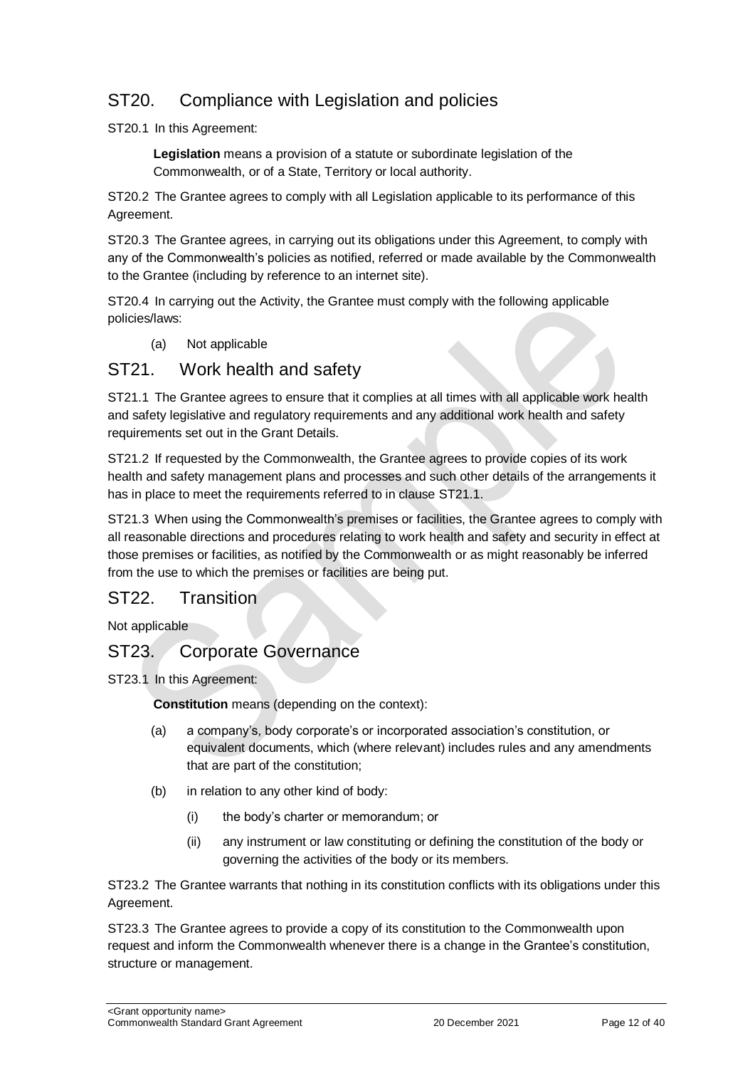## ST20. Compliance with Legislation and policies

ST20.1 In this Agreement:

> **Legislation** means a provision of a statute or subordinate legislation of the Commonwealth, or of a State, Territory or local authority.

ST20.2 The Grantee agrees to comply with all Legislation applicable to its performance of this Agreement.

ST20.3 The Grantee agrees, in carrying out its obligations under this Agreement, to comply with any of the Commonwealth's policies as notified, referred or made available by the Commonwealth to the Grantee (including by reference to an internet site).

ST20.4 In carrying out the Activity, the Grantee must comply with the following applicable policies/laws:

(a) Not applicable

## ST21. Work health and safety

ST21.1 The Grantee agrees to ensure that it complies at all times with all applicable work health and safety legislative and regulatory requirements and any additional work health and safety requirements set out in the Grant Details.

ST21.2 If requested by the Commonwealth, the Grantee agrees to provide copies of its work health and safety management plans and processes and such other details of the arrangements it has in place to meet the requirements referred to in clause ST21.1.

ST21.3 When using the Commonwealth's premises or facilities, the Grantee agrees to comply with all reasonable directions and procedures relating to work health and safety and security in effect at those premises or facilities, as notified by the Commonwealth or as might reasonably be inferred from the use to which the premises or facilities are being put.

## ST22. Transition

Not applicable

## ST23. Corporate Governance

ST23.1 In this Agreement:

> **Constitution** means (depending on the context):
>
> (a) a company's, body corporate's or incorporated association's constitution, or equivalent documents, which (where relevant) includes rules and any amendments that are part of the constitution;
>
> (b) in relation to any other kind of body:
>
> (i) the body's charter or memorandum; or
>
> (ii) any instrument or law constituting or defining the constitution of the body or governing the activities of the body or its members.

ST23.2 The Grantee warrants that nothing in its constitution conflicts with its obligations under this Agreement.

ST23.3 The Grantee agrees to provide a copy of its constitution to the Commonwealth upon request and inform the Commonwealth whenever there is a change in the Grantee's constitution, structure or management.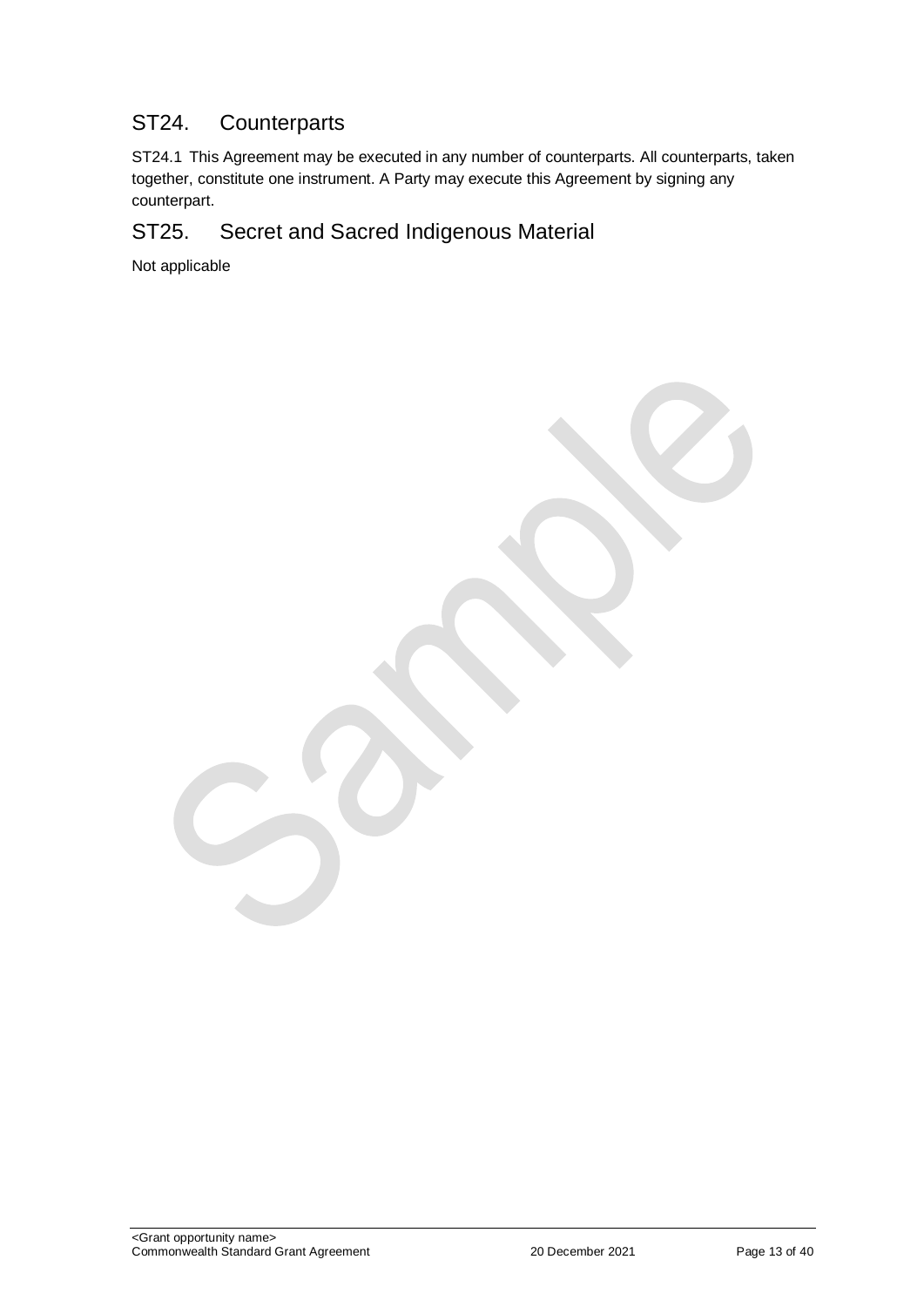## ST24. Counterparts

ST24.1 This Agreement may be executed in any number of counterparts. All counterparts, taken together, constitute one instrument. A Party may execute this Agreement by signing any counterpart.

## ST25. Secret and Sacred Indigenous Material

Not applicable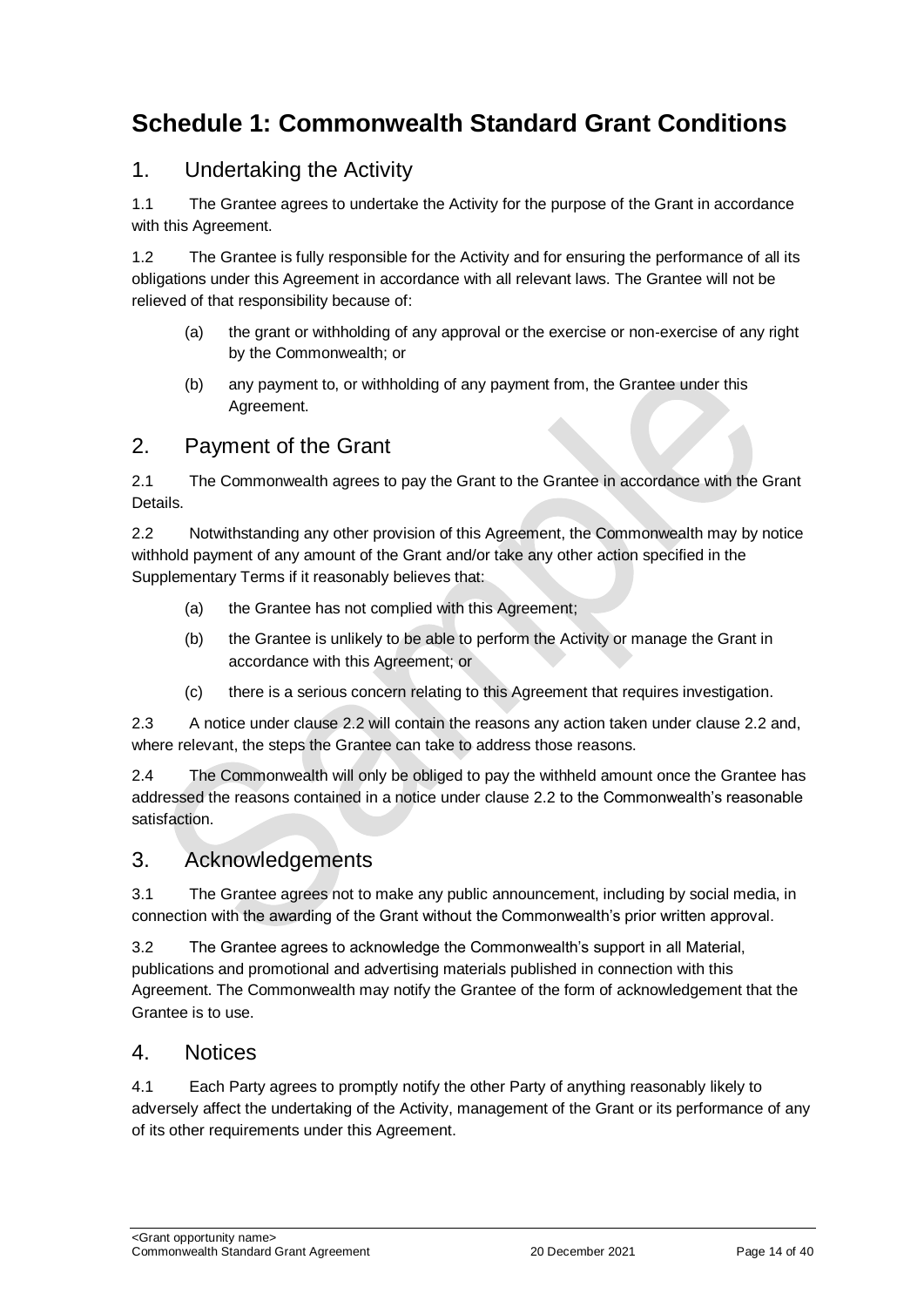# Schedule 1: Commonwealth Standard Grant Conditions

## 1. Undertaking the Activity

1.1 The Grantee agrees to undertake the Activity for the purpose of the Grant in accordance with this Agreement.

1.2 The Grantee is fully responsible for the Activity and for ensuring the performance of all its obligations under this Agreement in accordance with all relevant laws. The Grantee will not be relieved of that responsibility because of:

(a) the grant or withholding of any approval or the exercise or non-exercise of any right by the Commonwealth; or

(b) any payment to, or withholding of any payment from, the Grantee under this Agreement.

## 2. Payment of the Grant

2.1 The Commonwealth agrees to pay the Grant to the Grantee in accordance with the Grant Details.

2.2 Notwithstanding any other provision of this Agreement, the Commonwealth may by notice withhold payment of any amount of the Grant and/or take any other action specified in the Supplementary Terms if it reasonably believes that:

(a) the Grantee has not complied with this Agreement;

(b) the Grantee is unlikely to be able to perform the Activity or manage the Grant in accordance with this Agreement; or

(c) there is a serious concern relating to this Agreement that requires investigation.

2.3 A notice under clause 2.2 will contain the reasons any action taken under clause 2.2 and, where relevant, the steps the Grantee can take to address those reasons.

2.4 The Commonwealth will only be obliged to pay the withheld amount once the Grantee has addressed the reasons contained in a notice under clause 2.2 to the Commonwealth's reasonable satisfaction.

## 3. Acknowledgements

3.1 The Grantee agrees not to make any public announcement, including by social media, in connection with the awarding of the Grant without the Commonwealth's prior written approval.

3.2 The Grantee agrees to acknowledge the Commonwealth's support in all Material, publications and promotional and advertising materials published in connection with this Agreement. The Commonwealth may notify the Grantee of the form of acknowledgement that the Grantee is to use.

## 4. Notices

4.1 Each Party agrees to promptly notify the other Party of anything reasonably likely to adversely affect the undertaking of the Activity, management of the Grant or its performance of any of its other requirements under this Agreement.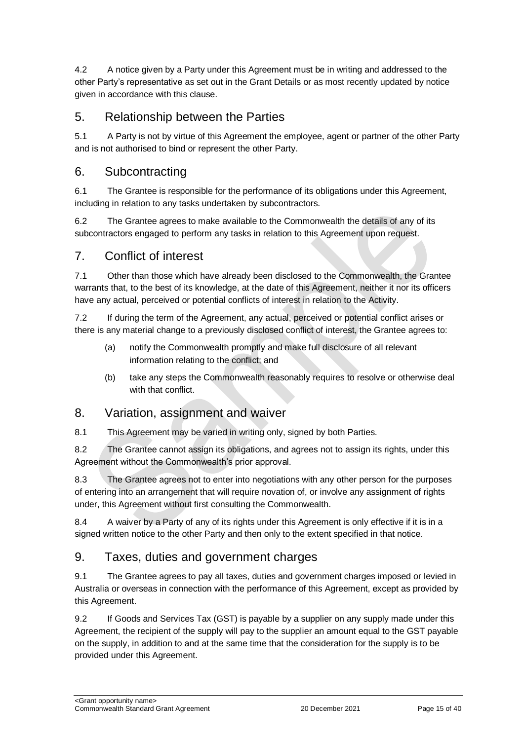4.2 A notice given by a Party under this Agreement must be in writing and addressed to the other Party's representative as set out in the Grant Details or as most recently updated by notice given in accordance with this clause.

## 5. Relationship between the Parties

5.1 A Party is not by virtue of this Agreement the employee, agent or partner of the other Party and is not authorised to bind or represent the other Party.

## 6. Subcontracting

6.1 The Grantee is responsible for the performance of its obligations under this Agreement, including in relation to any tasks undertaken by subcontractors.

6.2 The Grantee agrees to make available to the Commonwealth the details of any of its subcontractors engaged to perform any tasks in relation to this Agreement upon request.

## 7. Conflict of interest

7.1 Other than those which have already been disclosed to the Commonwealth, the Grantee warrants that, to the best of its knowledge, at the date of this Agreement, neither it nor its officers have any actual, perceived or potential conflicts of interest in relation to the Activity.

7.2 If during the term of the Agreement, any actual, perceived or potential conflict arises or there is any material change to a previously disclosed conflict of interest, the Grantee agrees to:

(a) notify the Commonwealth promptly and make full disclosure of all relevant information relating to the conflict; and

(b) take any steps the Commonwealth reasonably requires to resolve or otherwise deal with that conflict.

## 8. Variation, assignment and waiver

8.1 This Agreement may be varied in writing only, signed by both Parties.

8.2 The Grantee cannot assign its obligations, and agrees not to assign its rights, under this Agreement without the Commonwealth's prior approval.

8.3 The Grantee agrees not to enter into negotiations with any other person for the purposes of entering into an arrangement that will require novation of, or involve any assignment of rights under, this Agreement without first consulting the Commonwealth.

8.4 A waiver by a Party of any of its rights under this Agreement is only effective if it is in a signed written notice to the other Party and then only to the extent specified in that notice.

## 9. Taxes, duties and government charges

9.1 The Grantee agrees to pay all taxes, duties and government charges imposed or levied in Australia or overseas in connection with the performance of this Agreement, except as provided by this Agreement.

9.2 If Goods and Services Tax (GST) is payable by a supplier on any supply made under this Agreement, the recipient of the supply will pay to the supplier an amount equal to the GST payable on the supply, in addition to and at the same time that the consideration for the supply is to be provided under this Agreement.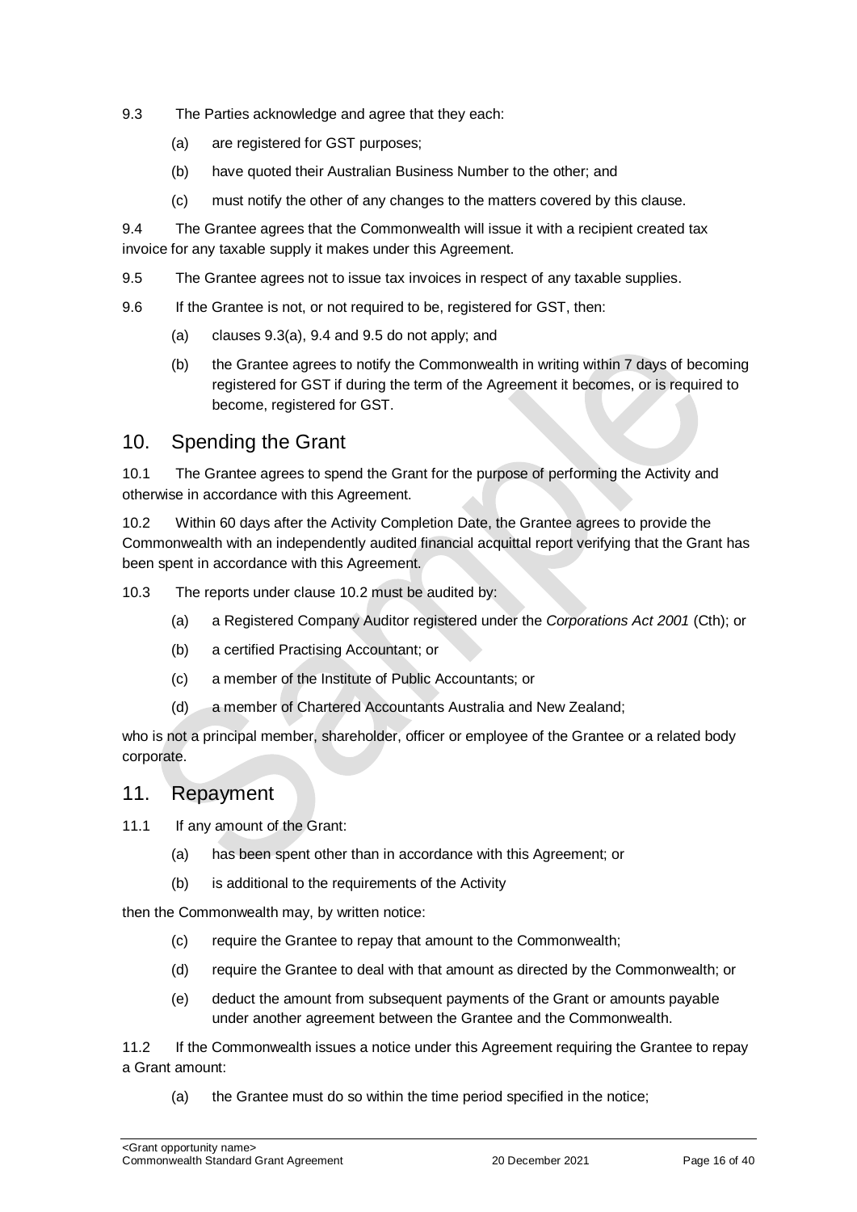9.3 The Parties acknowledge and agree that they each:

(a) are registered for GST purposes;

(b) have quoted their Australian Business Number to the other; and

(c) must notify the other of any changes to the matters covered by this clause.

9.4 The Grantee agrees that the Commonwealth will issue it with a recipient created tax invoice for any taxable supply it makes under this Agreement.

9.5 The Grantee agrees not to issue tax invoices in respect of any taxable supplies.

9.6 If the Grantee is not, or not required to be, registered for GST, then:

(a) clauses 9.3(a), 9.4 and 9.5 do not apply; and

(b) the Grantee agrees to notify the Commonwealth in writing within 7 days of becoming registered for GST if during the term of the Agreement it becomes, or is required to become, registered for GST.

## 10. Spending the Grant

10.1 The Grantee agrees to spend the Grant for the purpose of performing the Activity and otherwise in accordance with this Agreement.

10.2 Within 60 days after the Activity Completion Date, the Grantee agrees to provide the Commonwealth with an independently audited financial acquittal report verifying that the Grant has been spent in accordance with this Agreement.

10.3 The reports under clause 10.2 must be audited by:

(a) a Registered Company Auditor registered under the *Corporations Act 2001* (Cth); or

(b) a certified Practising Accountant; or

(c) a member of the Institute of Public Accountants; or

(d) a member of Chartered Accountants Australia and New Zealand;

who is not a principal member, shareholder, officer or employee of the Grantee or a related body corporate.

## 11. Repayment

11.1 If any amount of the Grant:

(a) has been spent other than in accordance with this Agreement; or

(b) is additional to the requirements of the Activity

then the Commonwealth may, by written notice:

(c) require the Grantee to repay that amount to the Commonwealth;

(d) require the Grantee to deal with that amount as directed by the Commonwealth; or

(e) deduct the amount from subsequent payments of the Grant or amounts payable under another agreement between the Grantee and the Commonwealth.

11.2 If the Commonwealth issues a notice under this Agreement requiring the Grantee to repay a Grant amount:

(a) the Grantee must do so within the time period specified in the notice;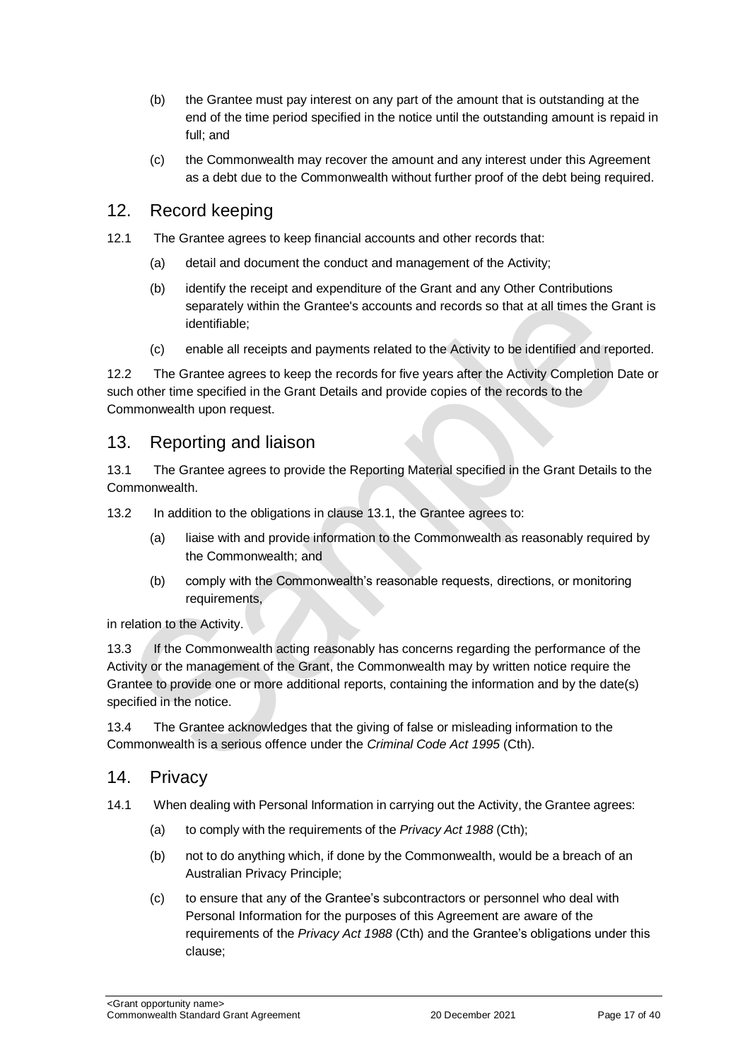(b) the Grantee must pay interest on any part of the amount that is outstanding at the end of the time period specified in the notice until the outstanding amount is repaid in full; and

(c) the Commonwealth may recover the amount and any interest under this Agreement as a debt due to the Commonwealth without further proof of the debt being required.

## 12. Record keeping

12.1 The Grantee agrees to keep financial accounts and other records that:

(a) detail and document the conduct and management of the Activity;

(b) identify the receipt and expenditure of the Grant and any Other Contributions separately within the Grantee's accounts and records so that at all times the Grant is identifiable;

(c) enable all receipts and payments related to the Activity to be identified and reported.

12.2 The Grantee agrees to keep the records for five years after the Activity Completion Date or such other time specified in the Grant Details and provide copies of the records to the Commonwealth upon request.

## 13. Reporting and liaison

13.1 The Grantee agrees to provide the Reporting Material specified in the Grant Details to the Commonwealth.

13.2 In addition to the obligations in clause 13.1, the Grantee agrees to:

(a) liaise with and provide information to the Commonwealth as reasonably required by the Commonwealth; and

(b) comply with the Commonwealth's reasonable requests, directions, or monitoring requirements,

in relation to the Activity.

13.3 If the Commonwealth acting reasonably has concerns regarding the performance of the Activity or the management of the Grant, the Commonwealth may by written notice require the Grantee to provide one or more additional reports, containing the information and by the date(s) specified in the notice.

13.4 The Grantee acknowledges that the giving of false or misleading information to the Commonwealth is a serious offence under the *Criminal Code Act 1995* (Cth).

## 14. Privacy

14.1 When dealing with Personal Information in carrying out the Activity, the Grantee agrees:

(a) to comply with the requirements of the *Privacy Act 1988* (Cth);

(b) not to do anything which, if done by the Commonwealth, would be a breach of an Australian Privacy Principle;

(c) to ensure that any of the Grantee's subcontractors or personnel who deal with Personal Information for the purposes of this Agreement are aware of the requirements of the *Privacy Act 1988* (Cth) and the Grantee's obligations under this clause;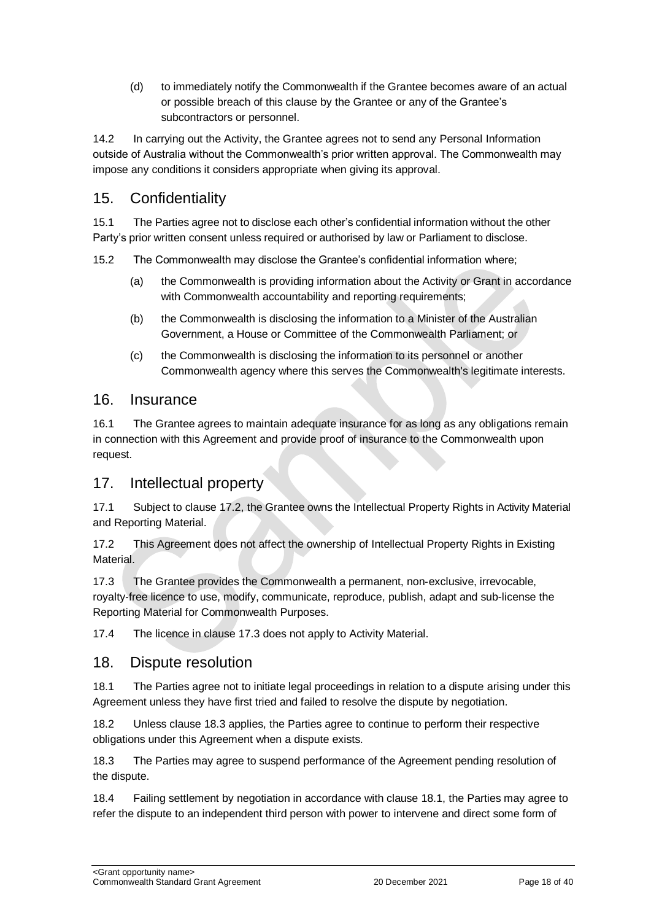(d) to immediately notify the Commonwealth if the Grantee becomes aware of an actual or possible breach of this clause by the Grantee or any of the Grantee's subcontractors or personnel.

14.2 In carrying out the Activity, the Grantee agrees not to send any Personal Information outside of Australia without the Commonwealth's prior written approval. The Commonwealth may impose any conditions it considers appropriate when giving its approval.

## 15. Confidentiality

15.1 The Parties agree not to disclose each other's confidential information without the other Party's prior written consent unless required or authorised by law or Parliament to disclose.

15.2 The Commonwealth may disclose the Grantee's confidential information where;

(a) the Commonwealth is providing information about the Activity or Grant in accordance with Commonwealth accountability and reporting requirements;

(b) the Commonwealth is disclosing the information to a Minister of the Australian Government, a House or Committee of the Commonwealth Parliament; or

(c) the Commonwealth is disclosing the information to its personnel or another Commonwealth agency where this serves the Commonwealth's legitimate interests.

## 16. Insurance

16.1 The Grantee agrees to maintain adequate insurance for as long as any obligations remain in connection with this Agreement and provide proof of insurance to the Commonwealth upon request.

## 17. Intellectual property

17.1 Subject to clause 17.2, the Grantee owns the Intellectual Property Rights in Activity Material and Reporting Material.

17.2 This Agreement does not affect the ownership of Intellectual Property Rights in Existing Material.

17.3 The Grantee provides the Commonwealth a permanent, non-exclusive, irrevocable, royalty-free licence to use, modify, communicate, reproduce, publish, adapt and sub-license the Reporting Material for Commonwealth Purposes.

17.4 The licence in clause 17.3 does not apply to Activity Material.

## 18. Dispute resolution

18.1 The Parties agree not to initiate legal proceedings in relation to a dispute arising under this Agreement unless they have first tried and failed to resolve the dispute by negotiation.

18.2 Unless clause 18.3 applies, the Parties agree to continue to perform their respective obligations under this Agreement when a dispute exists.

18.3 The Parties may agree to suspend performance of the Agreement pending resolution of the dispute.

18.4 Failing settlement by negotiation in accordance with clause 18.1, the Parties may agree to refer the dispute to an independent third person with power to intervene and direct some form of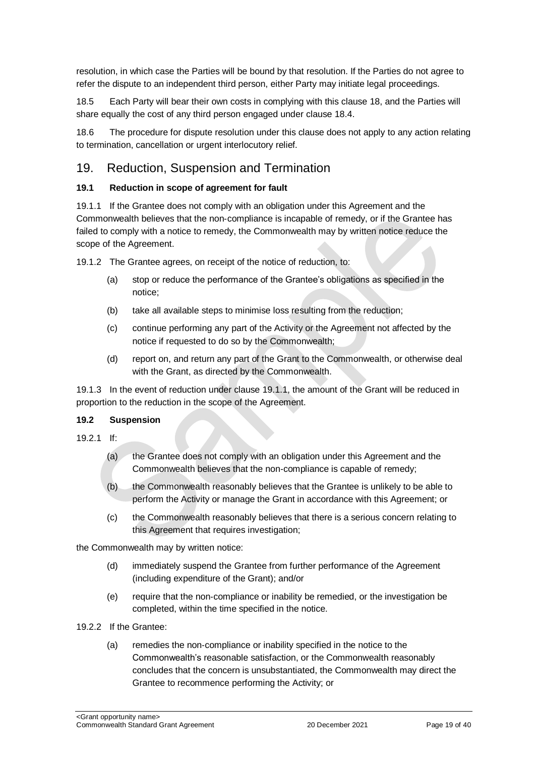resolution, in which case the Parties will be bound by that resolution. If the Parties do not agree to refer the dispute to an independent third person, either Party may initiate legal proceedings.

18.5 Each Party will bear their own costs in complying with this clause 18, and the Parties will share equally the cost of any third person engaged under clause 18.4.

18.6 The procedure for dispute resolution under this clause does not apply to any action relating to termination, cancellation or urgent interlocutory relief.

## 19. Reduction, Suspension and Termination

### 19.1 Reduction in scope of agreement for fault

19.1.1 If the Grantee does not comply with an obligation under this Agreement and the Commonwealth believes that the non-compliance is incapable of remedy, or if the Grantee has failed to comply with a notice to remedy, the Commonwealth may by written notice reduce the scope of the Agreement.

19.1.2 The Grantee agrees, on receipt of the notice of reduction, to:

(a) stop or reduce the performance of the Grantee's obligations as specified in the notice;

(b) take all available steps to minimise loss resulting from the reduction;

(c) continue performing any part of the Activity or the Agreement not affected by the notice if requested to do so by the Commonwealth;

(d) report on, and return any part of the Grant to the Commonwealth, or otherwise deal with the Grant, as directed by the Commonwealth.

19.1.3 In the event of reduction under clause 19.1.1, the amount of the Grant will be reduced in proportion to the reduction in the scope of the Agreement.

### 19.2 Suspension

19.2.1 If:

(a) the Grantee does not comply with an obligation under this Agreement and the Commonwealth believes that the non-compliance is capable of remedy;

(b) the Commonwealth reasonably believes that the Grantee is unlikely to be able to perform the Activity or manage the Grant in accordance with this Agreement; or

(c) the Commonwealth reasonably believes that there is a serious concern relating to this Agreement that requires investigation;

the Commonwealth may by written notice:

(d) immediately suspend the Grantee from further performance of the Agreement (including expenditure of the Grant); and/or

(e) require that the non-compliance or inability be remedied, or the investigation be completed, within the time specified in the notice.

19.2.2 If the Grantee:

(a) remedies the non-compliance or inability specified in the notice to the Commonwealth's reasonable satisfaction, or the Commonwealth reasonably concludes that the concern is unsubstantiated, the Commonwealth may direct the Grantee to recommence performing the Activity; or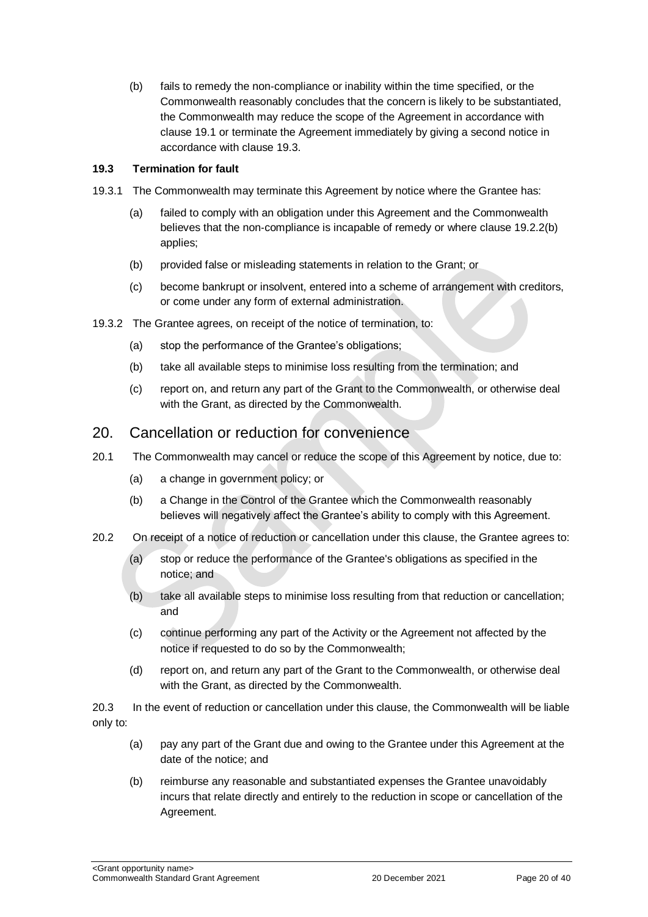(b) fails to remedy the non-compliance or inability within the time specified, or the Commonwealth reasonably concludes that the concern is likely to be substantiated, the Commonwealth may reduce the scope of the Agreement in accordance with clause 19.1 or terminate the Agreement immediately by giving a second notice in accordance with clause 19.3.

**19.3 Termination for fault**

19.3.1 The Commonwealth may terminate this Agreement by notice where the Grantee has:

(a) failed to comply with an obligation under this Agreement and the Commonwealth believes that the non-compliance is incapable of remedy or where clause 19.2.2(b) applies;

(b) provided false or misleading statements in relation to the Grant; or

(c) become bankrupt or insolvent, entered into a scheme of arrangement with creditors, or come under any form of external administration.

19.3.2 The Grantee agrees, on receipt of the notice of termination, to:

(a) stop the performance of the Grantee's obligations;

(b) take all available steps to minimise loss resulting from the termination; and

(c) report on, and return any part of the Grant to the Commonwealth, or otherwise deal with the Grant, as directed by the Commonwealth.

## 20. Cancellation or reduction for convenience

20.1 The Commonwealth may cancel or reduce the scope of this Agreement by notice, due to:

(a) a change in government policy; or

(b) a Change in the Control of the Grantee which the Commonwealth reasonably believes will negatively affect the Grantee's ability to comply with this Agreement.

20.2 On receipt of a notice of reduction or cancellation under this clause, the Grantee agrees to:

(a) stop or reduce the performance of the Grantee's obligations as specified in the notice; and

(b) take all available steps to minimise loss resulting from that reduction or cancellation; and

(c) continue performing any part of the Activity or the Agreement not affected by the notice if requested to do so by the Commonwealth;

(d) report on, and return any part of the Grant to the Commonwealth, or otherwise deal with the Grant, as directed by the Commonwealth.

20.3 In the event of reduction or cancellation under this clause, the Commonwealth will be liable only to:

(a) pay any part of the Grant due and owing to the Grantee under this Agreement at the date of the notice; and

(b) reimburse any reasonable and substantiated expenses the Grantee unavoidably incurs that relate directly and entirely to the reduction in scope or cancellation of the Agreement.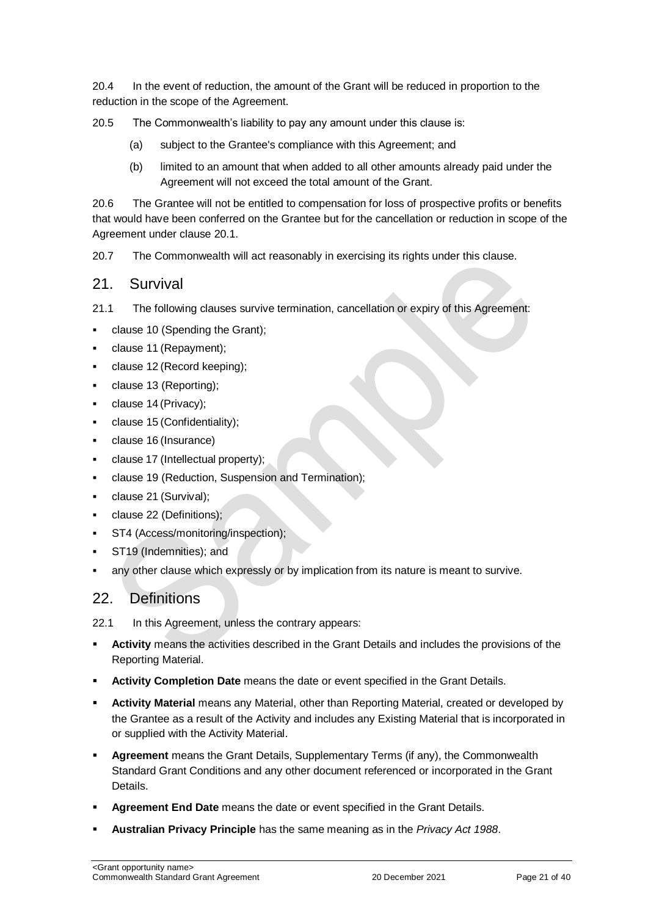20.4 In the event of reduction, the amount of the Grant will be reduced in proportion to the reduction in the scope of the Agreement.

20.5 The Commonwealth's liability to pay any amount under this clause is:

(a) subject to the Grantee's compliance with this Agreement; and

(b) limited to an amount that when added to all other amounts already paid under the Agreement will not exceed the total amount of the Grant.

20.6 The Grantee will not be entitled to compensation for loss of prospective profits or benefits that would have been conferred on the Grantee but for the cancellation or reduction in scope of the Agreement under clause 20.1.

20.7 The Commonwealth will act reasonably in exercising its rights under this clause.

## 21. Survival

21.1 The following clauses survive termination, cancellation or expiry of this Agreement:

- clause 10 (Spending the Grant);
- clause 11 (Repayment);
- clause 12 (Record keeping);
- clause 13 (Reporting);
- clause 14 (Privacy);
- clause 15 (Confidentiality);
- clause 16 (Insurance)
- clause 17 (Intellectual property);
- clause 19 (Reduction, Suspension and Termination);
- clause 21 (Survival);
- clause 22 (Definitions);
- ST4 (Access/monitoring/inspection);
- ST19 (Indemnities); and
- any other clause which expressly or by implication from its nature is meant to survive.

## 22. Definitions

22.1 In this Agreement, unless the contrary appears:

- **Activity** means the activities described in the Grant Details and includes the provisions of the Reporting Material.
- **Activity Completion Date** means the date or event specified in the Grant Details.
- **Activity Material** means any Material, other than Reporting Material, created or developed by the Grantee as a result of the Activity and includes any Existing Material that is incorporated in or supplied with the Activity Material.
- **Agreement** means the Grant Details, Supplementary Terms (if any), the Commonwealth Standard Grant Conditions and any other document referenced or incorporated in the Grant Details.
- **Agreement End Date** means the date or event specified in the Grant Details.
- **Australian Privacy Principle** has the same meaning as in the *Privacy Act 1988*.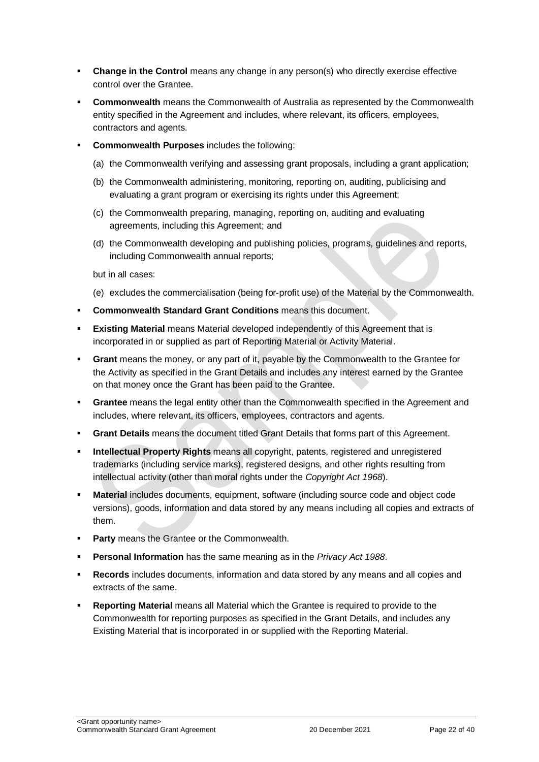- **Change in the Control** means any change in any person(s) who directly exercise effective control over the Grantee.
- **Commonwealth** means the Commonwealth of Australia as represented by the Commonwealth entity specified in the Agreement and includes, where relevant, its officers, employees, contractors and agents.
- **Commonwealth Purposes** includes the following:

  (a) the Commonwealth verifying and assessing grant proposals, including a grant application;

  (b) the Commonwealth administering, monitoring, reporting on, auditing, publicising and evaluating a grant program or exercising its rights under this Agreement;

  (c) the Commonwealth preparing, managing, reporting on, auditing and evaluating agreements, including this Agreement; and

  (d) the Commonwealth developing and publishing policies, programs, guidelines and reports, including Commonwealth annual reports;

  but in all cases:

  (e) excludes the commercialisation (being for-profit use) of the Material by the Commonwealth.
- **Commonwealth Standard Grant Conditions** means this document.
- **Existing Material** means Material developed independently of this Agreement that is incorporated in or supplied as part of Reporting Material or Activity Material.
- **Grant** means the money, or any part of it, payable by the Commonwealth to the Grantee for the Activity as specified in the Grant Details and includes any interest earned by the Grantee on that money once the Grant has been paid to the Grantee.
- **Grantee** means the legal entity other than the Commonwealth specified in the Agreement and includes, where relevant, its officers, employees, contractors and agents.
- **Grant Details** means the document titled Grant Details that forms part of this Agreement.
- **Intellectual Property Rights** means all copyright, patents, registered and unregistered trademarks (including service marks), registered designs, and other rights resulting from intellectual activity (other than moral rights under the *Copyright Act 1968*).
- **Material** includes documents, equipment, software (including source code and object code versions), goods, information and data stored by any means including all copies and extracts of them.
- **Party** means the Grantee or the Commonwealth.
- **Personal Information** has the same meaning as in the *Privacy Act 1988*.
- **Records** includes documents, information and data stored by any means and all copies and extracts of the same.
- **Reporting Material** means all Material which the Grantee is required to provide to the Commonwealth for reporting purposes as specified in the Grant Details, and includes any Existing Material that is incorporated in or supplied with the Reporting Material.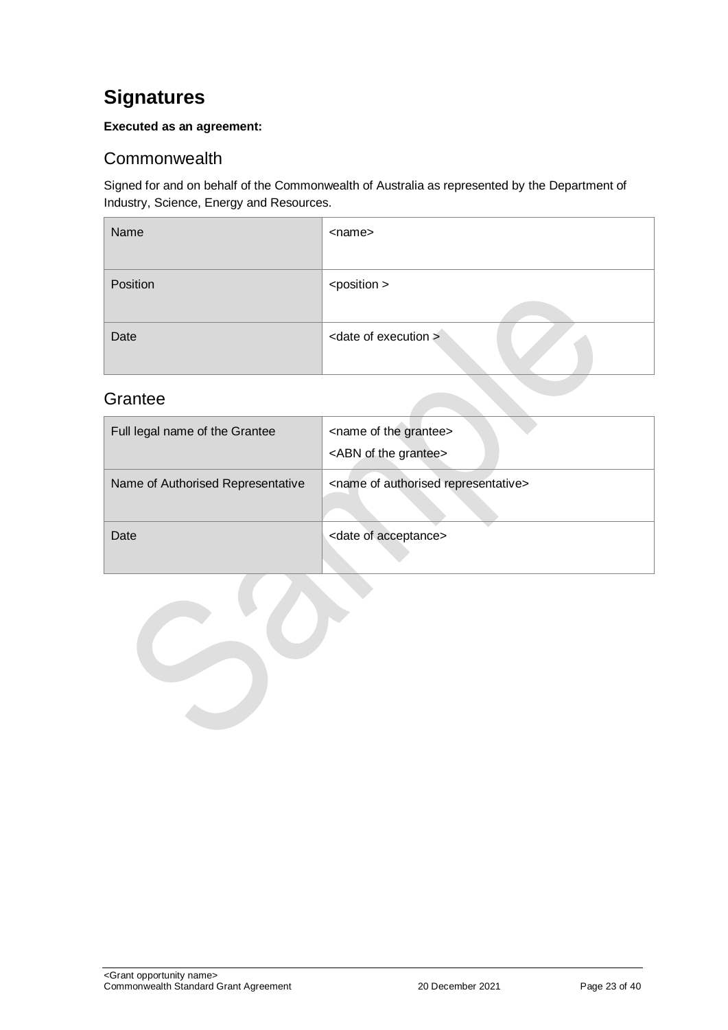# Signatures

**Executed as an agreement:**

## Commonwealth

Signed for and on behalf of the Commonwealth of Australia as represented by the Department of Industry, Science, Energy and Resources.

| | |
|---|---|
| Name | <name> |
| Position | <position > |
| Date | <date of execution > |

## Grantee

| | |
|---|---|
| Full legal name of the Grantee | <name of the grantee><br><ABN of the grantee> |
| Name of Authorised Representative | <name of authorised representative> |
| Date | <date of acceptance> |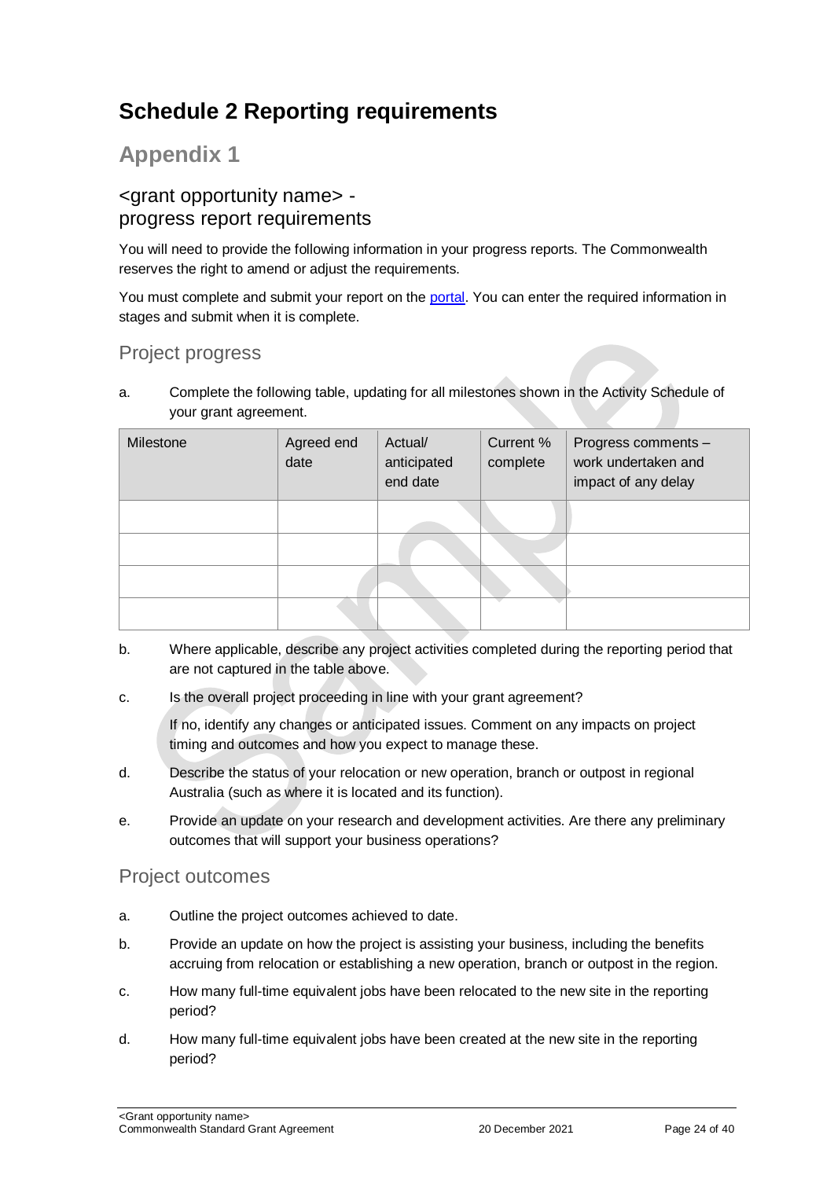# Schedule 2 Reporting requirements

## Appendix 1

### <grant opportunity name> - progress report requirements

You will need to provide the following information in your progress reports. The Commonwealth reserves the right to amend or adjust the requirements.

You must complete and submit your report on the portal. You can enter the required information in stages and submit when it is complete.

### Project progress

a. Complete the following table, updating for all milestones shown in the Activity Schedule of your grant agreement.

| Milestone | Agreed end date | Actual/ anticipated end date | Current % complete | Progress comments – work undertaken and impact of any delay |
|---|---|---|---|---|
| | | | | |
| | | | | |
| | | | | |
| | | | | |

b. Where applicable, describe any project activities completed during the reporting period that are not captured in the table above.

c. Is the overall project proceeding in line with your grant agreement?

   If no, identify any changes or anticipated issues. Comment on any impacts on project timing and outcomes and how you expect to manage these.

d. Describe the status of your relocation or new operation, branch or outpost in regional Australia (such as where it is located and its function).

e. Provide an update on your research and development activities. Are there any preliminary outcomes that will support your business operations?

### Project outcomes

a. Outline the project outcomes achieved to date.

b. Provide an update on how the project is assisting your business, including the benefits accruing from relocation or establishing a new operation, branch or outpost in the region.

c. How many full-time equivalent jobs have been relocated to the new site in the reporting period?

d. How many full-time equivalent jobs have been created at the new site in the reporting period?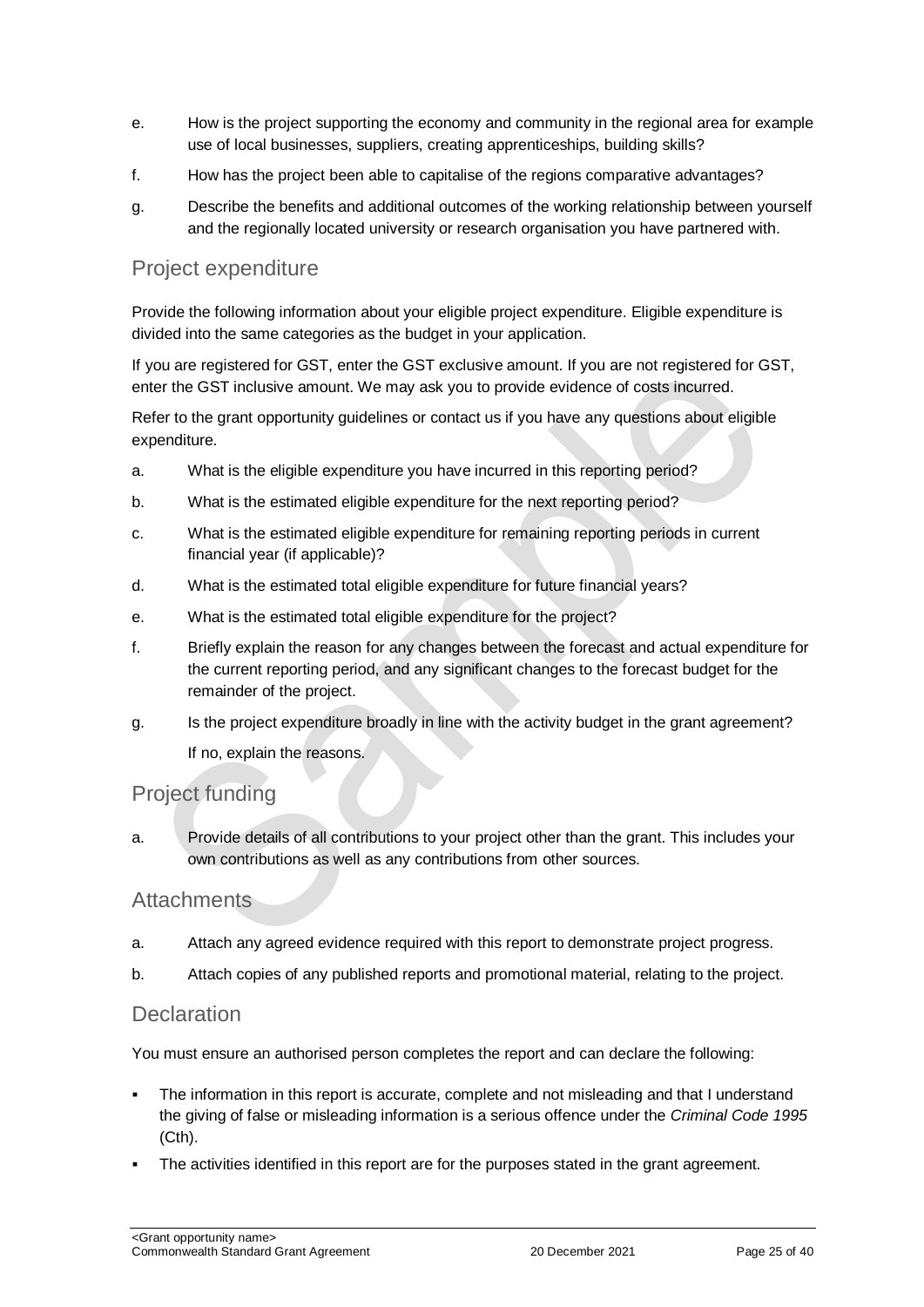e. How is the project supporting the economy and community in the regional area for example use of local businesses, suppliers, creating apprenticeships, building skills?

f. How has the project been able to capitalise of the regions comparative advantages?

g. Describe the benefits and additional outcomes of the working relationship between yourself and the regionally located university or research organisation you have partnered with.

## Project expenditure

Provide the following information about your eligible project expenditure. Eligible expenditure is divided into the same categories as the budget in your application.

If you are registered for GST, enter the GST exclusive amount. If you are not registered for GST, enter the GST inclusive amount. We may ask you to provide evidence of costs incurred.

Refer to the grant opportunity guidelines or contact us if you have any questions about eligible expenditure.

a. What is the eligible expenditure you have incurred in this reporting period?

b. What is the estimated eligible expenditure for the next reporting period?

c. What is the estimated eligible expenditure for remaining reporting periods in current financial year (if applicable)?

d. What is the estimated total eligible expenditure for future financial years?

e. What is the estimated total eligible expenditure for the project?

f. Briefly explain the reason for any changes between the forecast and actual expenditure for the current reporting period, and any significant changes to the forecast budget for the remainder of the project.

g. Is the project expenditure broadly in line with the activity budget in the grant agreement?

   If no, explain the reasons.

## Project funding

a. Provide details of all contributions to your project other than the grant. This includes your own contributions as well as any contributions from other sources.

## Attachments

a. Attach any agreed evidence required with this report to demonstrate project progress.

b. Attach copies of any published reports and promotional material, relating to the project.

## Declaration

You must ensure an authorised person completes the report and can declare the following:

- The information in this report is accurate, complete and not misleading and that I understand the giving of false or misleading information is a serious offence under the *Criminal Code 1995* (Cth).
- The activities identified in this report are for the purposes stated in the grant agreement.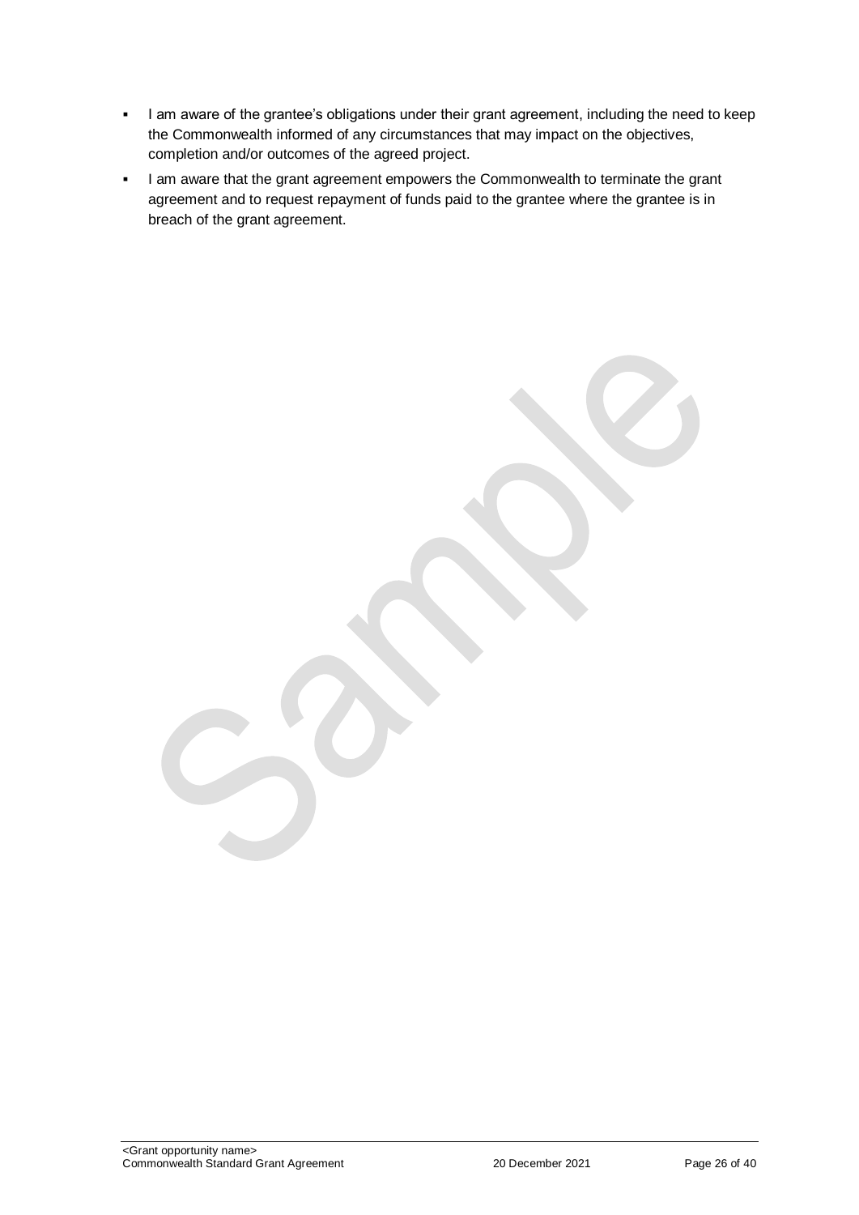- I am aware of the grantee's obligations under their grant agreement, including the need to keep the Commonwealth informed of any circumstances that may impact on the objectives, completion and/or outcomes of the agreed project.
- I am aware that the grant agreement empowers the Commonwealth to terminate the grant agreement and to request repayment of funds paid to the grantee where the grantee is in breach of the grant agreement.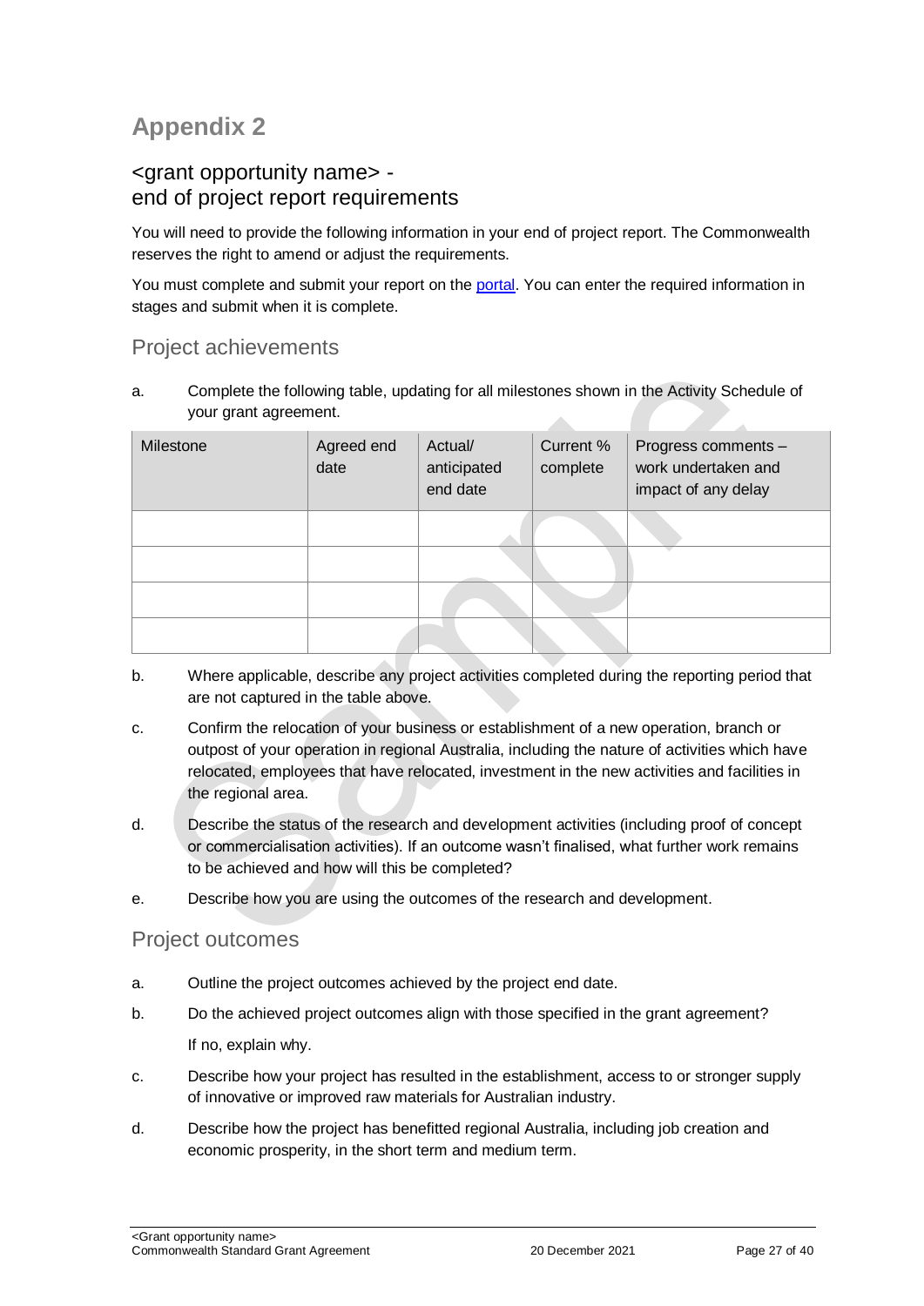# Appendix 2

## <grant opportunity name> - end of project report requirements

You will need to provide the following information in your end of project report. The Commonwealth reserves the right to amend or adjust the requirements.

You must complete and submit your report on the [portal](). You can enter the required information in stages and submit when it is complete.

### Project achievements

a. Complete the following table, updating for all milestones shown in the Activity Schedule of your grant agreement.

| Milestone | Agreed end date | Actual/ anticipated end date | Current % complete | Progress comments – work undertaken and impact of any delay |
|---|---|---|---|---|
| | | | | |
| | | | | |
| | | | | |
| | | | | |

b. Where applicable, describe any project activities completed during the reporting period that are not captured in the table above.

c. Confirm the relocation of your business or establishment of a new operation, branch or outpost of your operation in regional Australia, including the nature of activities which have relocated, employees that have relocated, investment in the new activities and facilities in the regional area.

d. Describe the status of the research and development activities (including proof of concept or commercialisation activities). If an outcome wasn't finalised, what further work remains to be achieved and how will this be completed?

e. Describe how you are using the outcomes of the research and development.

### Project outcomes

a. Outline the project outcomes achieved by the project end date.

b. Do the achieved project outcomes align with those specified in the grant agreement?

   If no, explain why.

c. Describe how your project has resulted in the establishment, access to or stronger supply of innovative or improved raw materials for Australian industry.

d. Describe how the project has benefitted regional Australia, including job creation and economic prosperity, in the short term and medium term.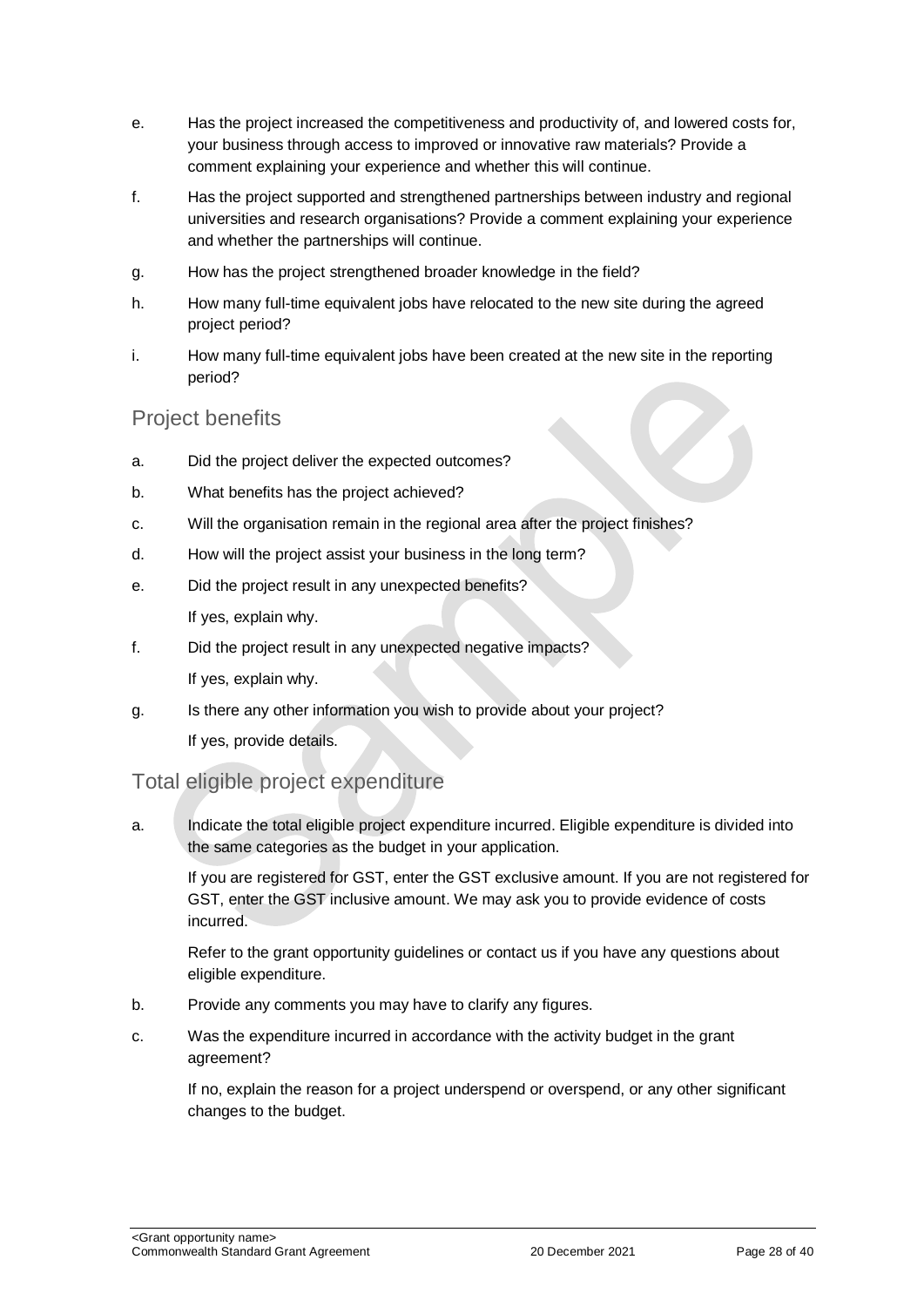e. Has the project increased the competitiveness and productivity of, and lowered costs for, your business through access to improved or innovative raw materials? Provide a comment explaining your experience and whether this will continue.

f. Has the project supported and strengthened partnerships between industry and regional universities and research organisations? Provide a comment explaining your experience and whether the partnerships will continue.

g. How has the project strengthened broader knowledge in the field?

h. How many full-time equivalent jobs have relocated to the new site during the agreed project period?

i. How many full-time equivalent jobs have been created at the new site in the reporting period?

## Project benefits

a. Did the project deliver the expected outcomes?

b. What benefits has the project achieved?

c. Will the organisation remain in the regional area after the project finishes?

d. How will the project assist your business in the long term?

e. Did the project result in any unexpected benefits?

   If yes, explain why.

f. Did the project result in any unexpected negative impacts?

   If yes, explain why.

g. Is there any other information you wish to provide about your project?

   If yes, provide details.

## Total eligible project expenditure

a. Indicate the total eligible project expenditure incurred. Eligible expenditure is divided into the same categories as the budget in your application.

   If you are registered for GST, enter the GST exclusive amount. If you are not registered for GST, enter the GST inclusive amount. We may ask you to provide evidence of costs incurred.

   Refer to the grant opportunity guidelines or contact us if you have any questions about eligible expenditure.

b. Provide any comments you may have to clarify any figures.

c. Was the expenditure incurred in accordance with the activity budget in the grant agreement?

   If no, explain the reason for a project underspend or overspend, or any other significant changes to the budget.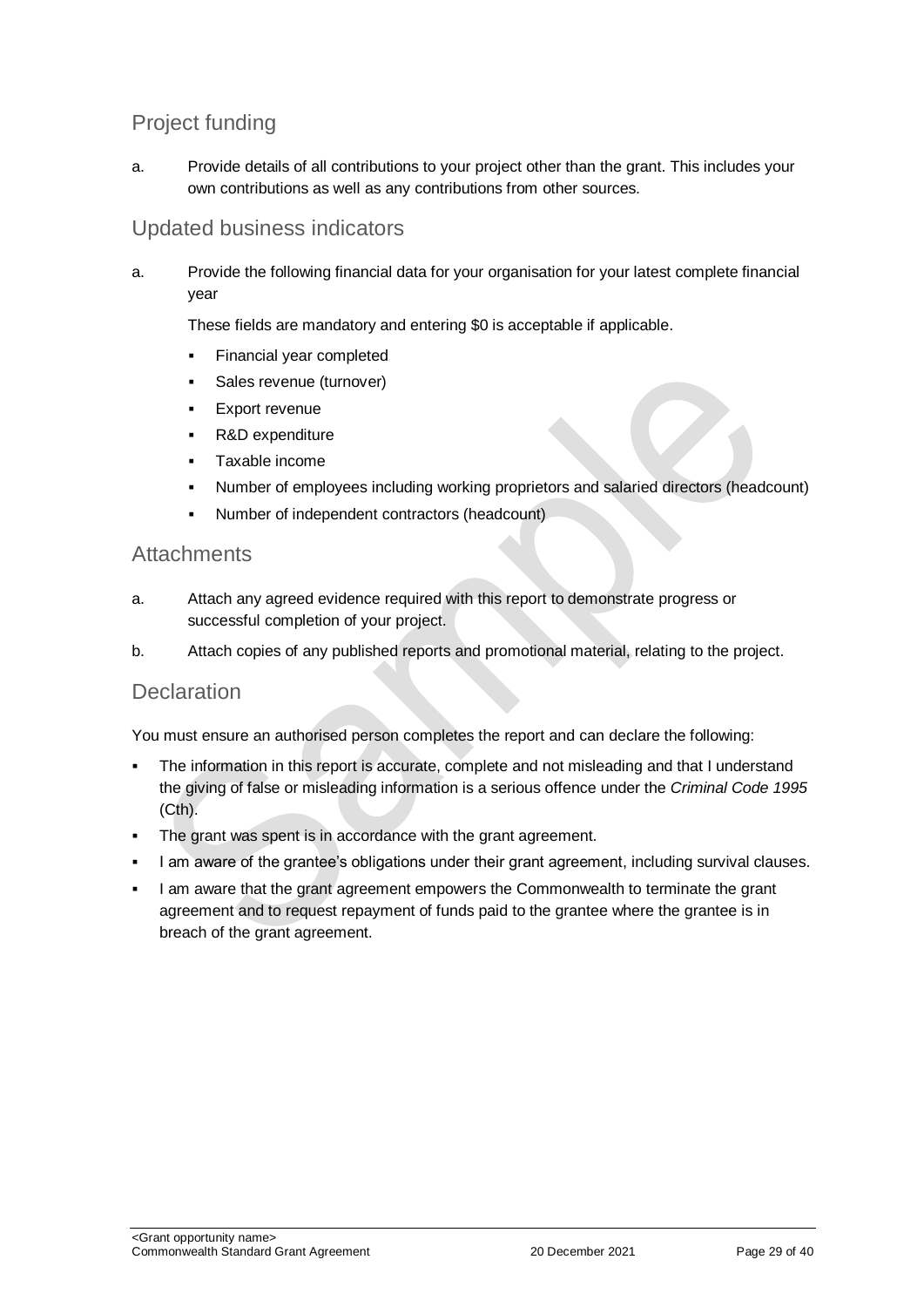## Project funding

a. Provide details of all contributions to your project other than the grant. This includes your own contributions as well as any contributions from other sources.

## Updated business indicators

a. Provide the following financial data for your organisation for your latest complete financial year

   These fields are mandatory and entering $0 is acceptable if applicable.

   - Financial year completed
   - Sales revenue (turnover)
   - Export revenue
   - R&D expenditure
   - Taxable income
   - Number of employees including working proprietors and salaried directors (headcount)
   - Number of independent contractors (headcount)

## Attachments

a. Attach any agreed evidence required with this report to demonstrate progress or successful completion of your project.

b. Attach copies of any published reports and promotional material, relating to the project.

## Declaration

You must ensure an authorised person completes the report and can declare the following:

- The information in this report is accurate, complete and not misleading and that I understand the giving of false or misleading information is a serious offence under the *Criminal Code 1995* (Cth).
- The grant was spent is in accordance with the grant agreement.
- I am aware of the grantee's obligations under their grant agreement, including survival clauses.
- I am aware that the grant agreement empowers the Commonwealth to terminate the grant agreement and to request repayment of funds paid to the grantee where the grantee is in breach of the grant agreement.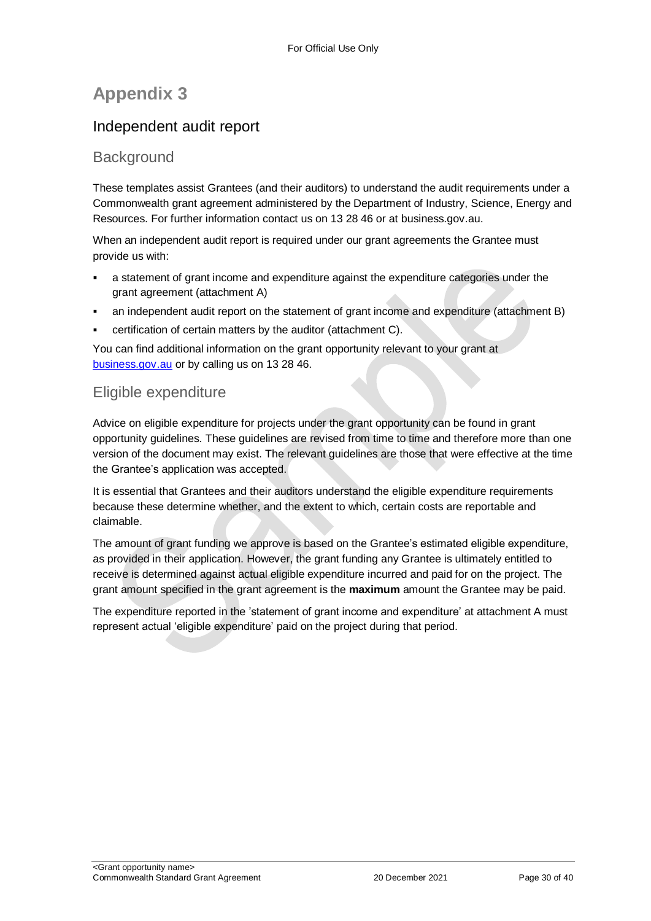# Appendix 3

## Independent audit report

### Background

These templates assist Grantees (and their auditors) to understand the audit requirements under a Commonwealth grant agreement administered by the Department of Industry, Science, Energy and Resources. For further information contact us on 13 28 46 or at business.gov.au.

When an independent audit report is required under our grant agreements the Grantee must provide us with:

- a statement of grant income and expenditure against the expenditure categories under the grant agreement (attachment A)
- an independent audit report on the statement of grant income and expenditure (attachment B)
- certification of certain matters by the auditor (attachment C).

You can find additional information on the grant opportunity relevant to your grant at [business.gov.au](business.gov.au) or by calling us on 13 28 46.

### Eligible expenditure

Advice on eligible expenditure for projects under the grant opportunity can be found in grant opportunity guidelines. These guidelines are revised from time to time and therefore more than one version of the document may exist. The relevant guidelines are those that were effective at the time the Grantee's application was accepted.

It is essential that Grantees and their auditors understand the eligible expenditure requirements because these determine whether, and the extent to which, certain costs are reportable and claimable.

The amount of grant funding we approve is based on the Grantee's estimated eligible expenditure, as provided in their application. However, the grant funding any Grantee is ultimately entitled to receive is determined against actual eligible expenditure incurred and paid for on the project. The grant amount specified in the grant agreement is the **maximum** amount the Grantee may be paid.

The expenditure reported in the 'statement of grant income and expenditure' at attachment A must represent actual 'eligible expenditure' paid on the project during that period.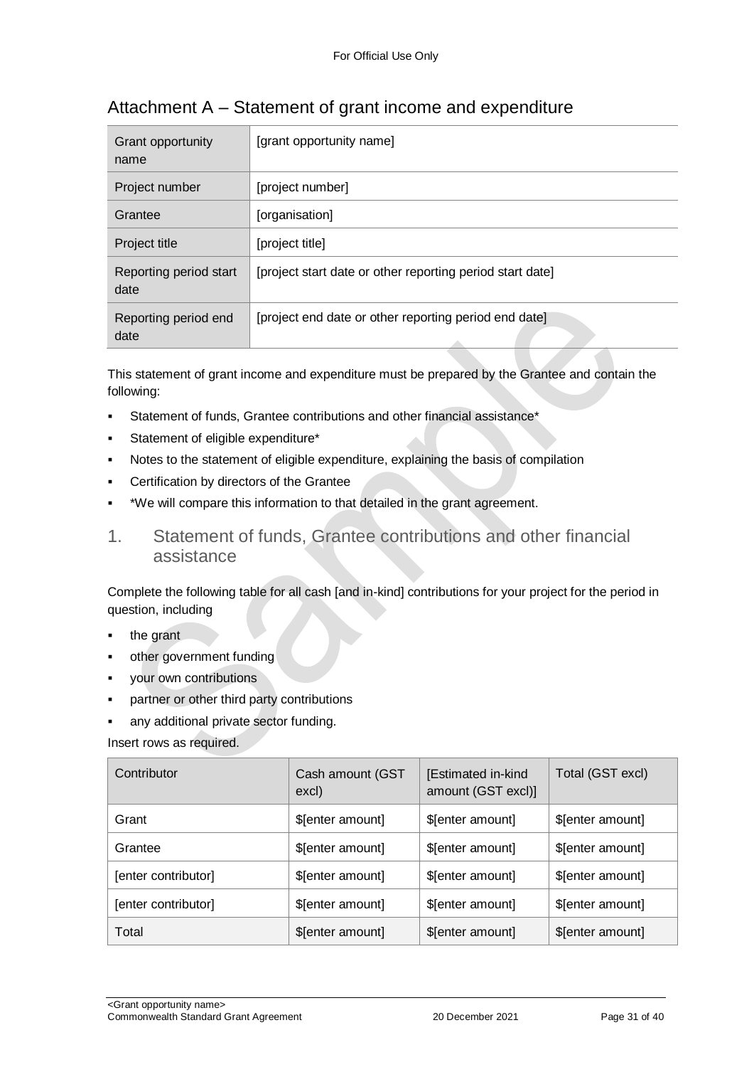## Attachment A – Statement of grant income and expenditure

| | |
|---|---|
| Grant opportunity name | [grant opportunity name] |
| Project number | [project number] |
| Grantee | [organisation] |
| Project title | [project title] |
| Reporting period start date | [project start date or other reporting period start date] |
| Reporting period end date | [project end date or other reporting period end date] |

This statement of grant income and expenditure must be prepared by the Grantee and contain the following:

- Statement of funds, Grantee contributions and other financial assistance*
- Statement of eligible expenditure*
- Notes to the statement of eligible expenditure, explaining the basis of compilation
- Certification by directors of the Grantee
- *We will compare this information to that detailed in the grant agreement.

### 1. Statement of funds, Grantee contributions and other financial assistance

Complete the following table for all cash [and in-kind] contributions for your project for the period in question, including

- the grant
- other government funding
- your own contributions
- partner or other third party contributions
- any additional private sector funding.

Insert rows as required.

| Contributor | Cash amount (GST excl) | [Estimated in-kind amount (GST excl)] | Total (GST excl) |
|---|---|---|---|
| Grant | $[enter amount] | $[enter amount] | $[enter amount] |
| Grantee | $[enter amount] | $[enter amount] | $[enter amount] |
| [enter contributor] | $[enter amount] | $[enter amount] | $[enter amount] |
| [enter contributor] | $[enter amount] | $[enter amount] | $[enter amount] |
| Total | $[enter amount] | $[enter amount] | $[enter amount] |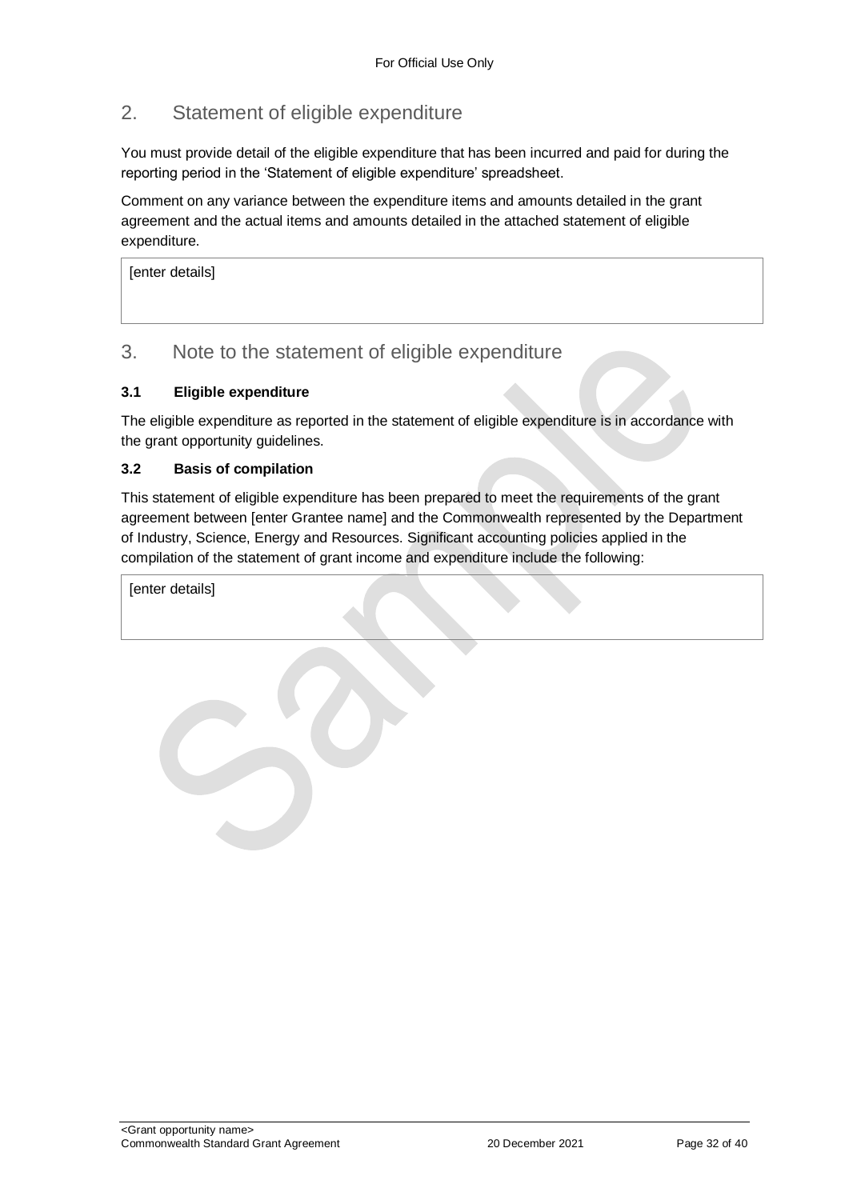## 2. Statement of eligible expenditure

You must provide detail of the eligible expenditure that has been incurred and paid for during the reporting period in the 'Statement of eligible expenditure' spreadsheet.

Comment on any variance between the expenditure items and amounts detailed in the grant agreement and the actual items and amounts detailed in the attached statement of eligible expenditure.

| |
|---|
| [enter details] |

## 3. Note to the statement of eligible expenditure

### 3.1 Eligible expenditure

The eligible expenditure as reported in the statement of eligible expenditure is in accordance with the grant opportunity guidelines.

### 3.2 Basis of compilation

This statement of eligible expenditure has been prepared to meet the requirements of the grant agreement between [enter Grantee name] and the Commonwealth represented by the Department of Industry, Science, Energy and Resources. Significant accounting policies applied in the compilation of the statement of grant income and expenditure include the following:

| |
|---|
| [enter details] |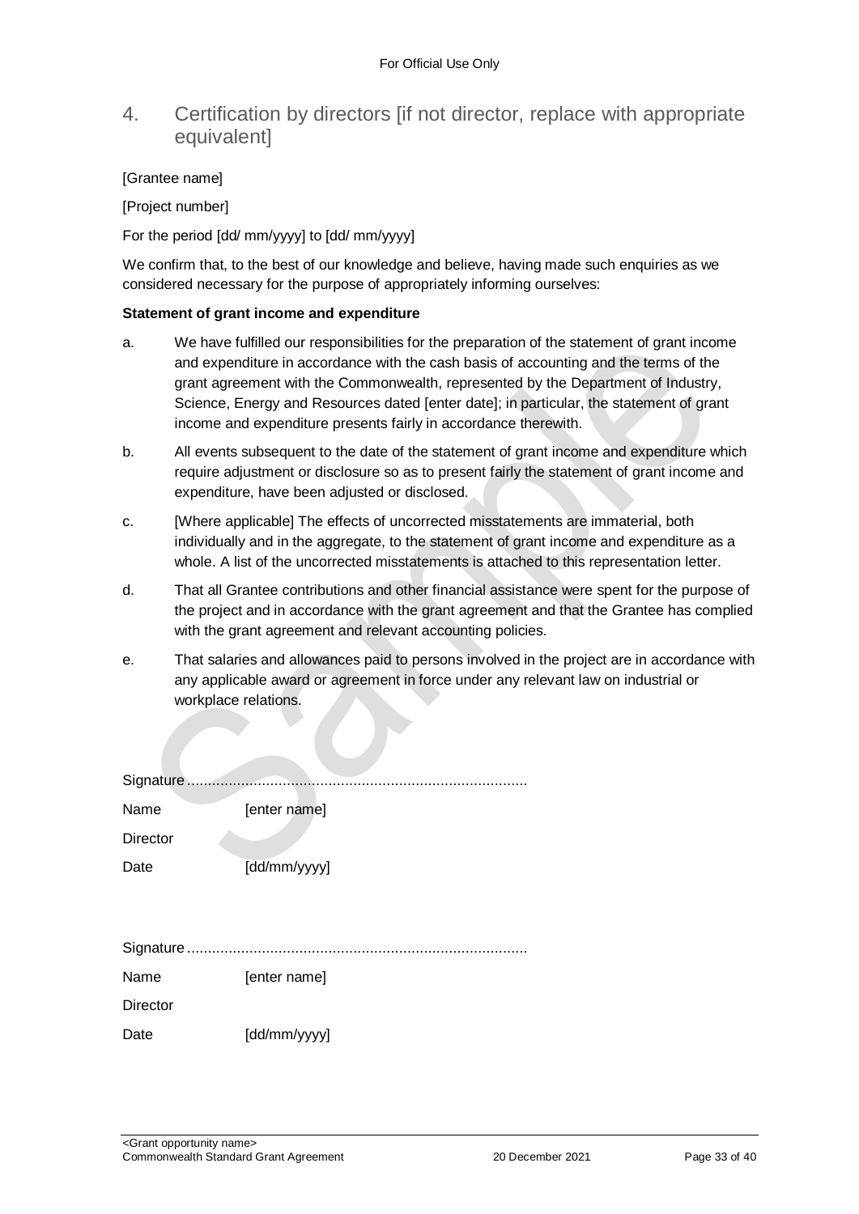# 4. Certification by directors [if not director, replace with appropriate equivalent]

[Grantee name]

[Project number]

For the period [dd/ mm/yyyy] to [dd/ mm/yyyy]

We confirm that, to the best of our knowledge and believe, having made such enquiries as we considered necessary for the purpose of appropriately informing ourselves:

**Statement of grant income and expenditure**

a. We have fulfilled our responsibilities for the preparation of the statement of grant income and expenditure in accordance with the cash basis of accounting and the terms of the grant agreement with the Commonwealth, represented by the Department of Industry, Science, Energy and Resources dated [enter date]; in particular, the statement of grant income and expenditure presents fairly in accordance therewith.

b. All events subsequent to the date of the statement of grant income and expenditure which require adjustment or disclosure so as to present fairly the statement of grant income and expenditure, have been adjusted or disclosed.

c. [Where applicable] The effects of uncorrected misstatements are immaterial, both individually and in the aggregate, to the statement of grant income and expenditure as a whole. A list of the uncorrected misstatements is attached to this representation letter.

d. That all Grantee contributions and other financial assistance were spent for the purpose of the project and in accordance with the grant agreement and that the Grantee has complied with the grant agreement and relevant accounting policies.

e. That salaries and allowances paid to persons involved in the project are in accordance with any applicable award or agreement in force under any relevant law on industrial or workplace relations.

Signature ..................................................................................

Name [enter name]

Director

Date [dd/mm/yyyy]

Signature ..................................................................................

Name [enter name]

Director

Date [dd/mm/yyyy]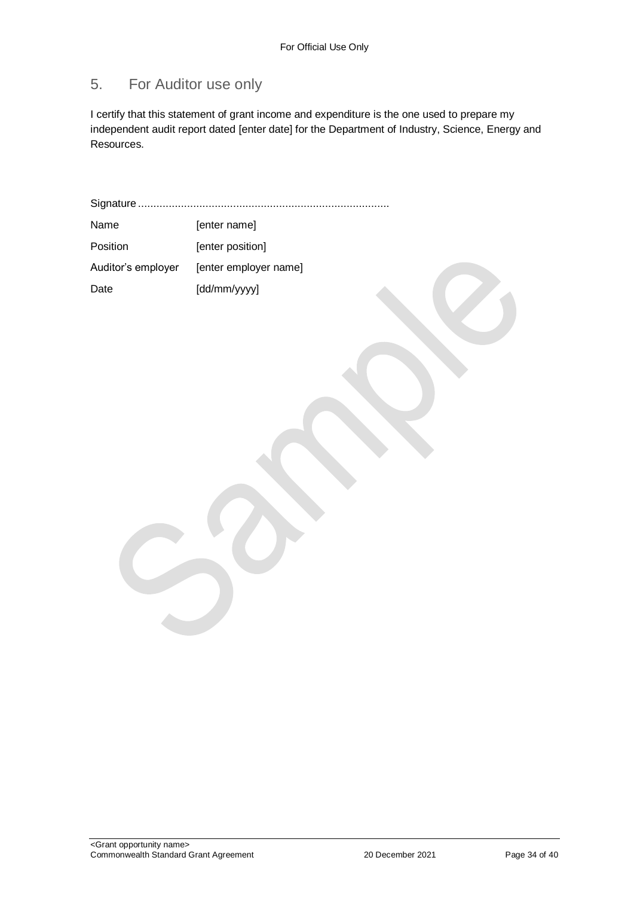## 5. For Auditor use only

I certify that this statement of grant income and expenditure is the one used to prepare my independent audit report dated [enter date] for the Department of Industry, Science, Energy and Resources.

Signature .................................................................................

| | |
|---|---|
| Name | [enter name] |
| Position | [enter position] |
| Auditor's employer | [enter employer name] |
| Date | [dd/mm/yyyy] |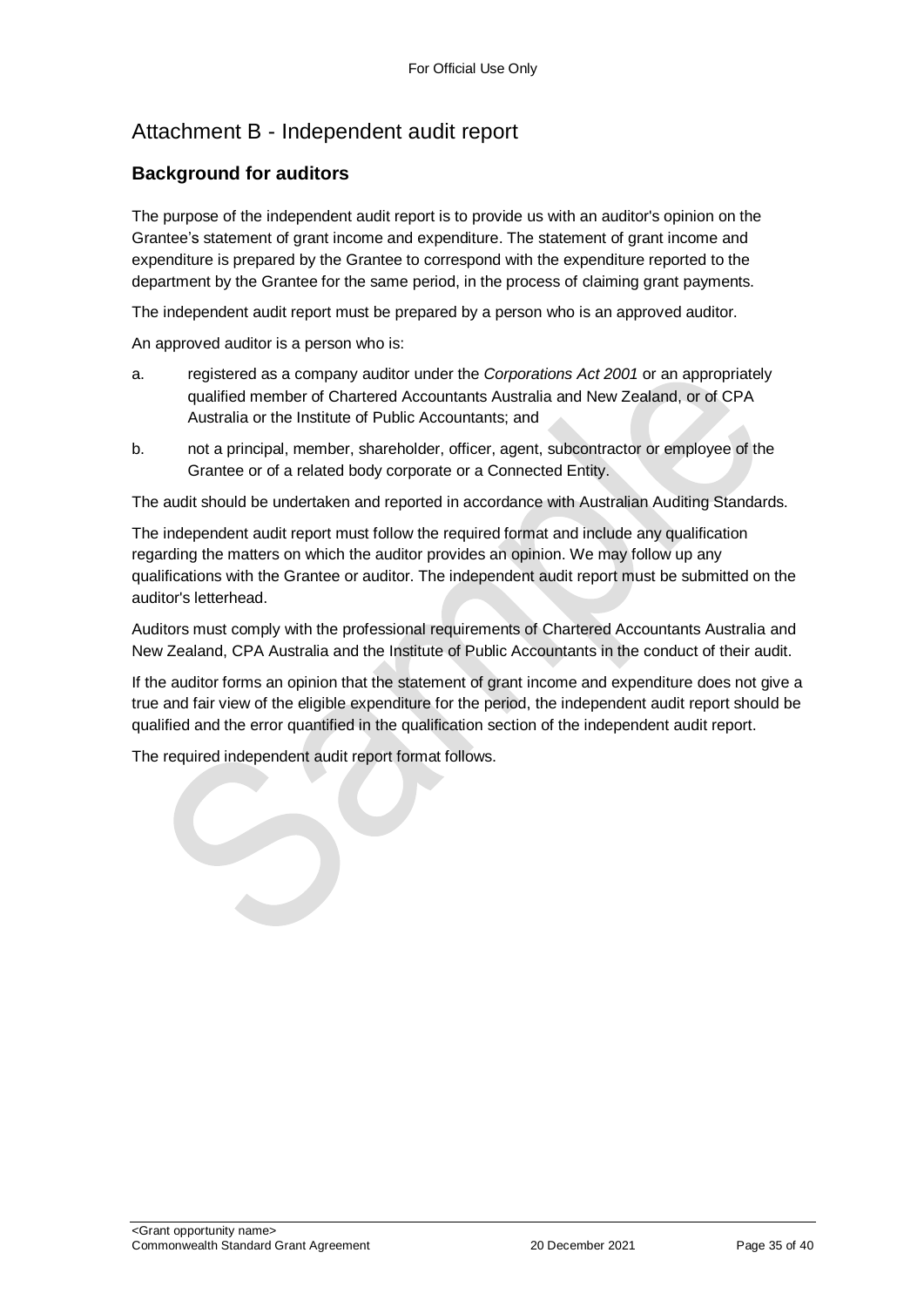# Attachment B - Independent audit report

## Background for auditors

The purpose of the independent audit report is to provide us with an auditor's opinion on the Grantee's statement of grant income and expenditure. The statement of grant income and expenditure is prepared by the Grantee to correspond with the expenditure reported to the department by the Grantee for the same period, in the process of claiming grant payments.

The independent audit report must be prepared by a person who is an approved auditor.

An approved auditor is a person who is:

a. registered as a company auditor under the *Corporations Act 2001* or an appropriately qualified member of Chartered Accountants Australia and New Zealand, or of CPA Australia or the Institute of Public Accountants; and

b. not a principal, member, shareholder, officer, agent, subcontractor or employee of the Grantee or of a related body corporate or a Connected Entity.

The audit should be undertaken and reported in accordance with Australian Auditing Standards.

The independent audit report must follow the required format and include any qualification regarding the matters on which the auditor provides an opinion. We may follow up any qualifications with the Grantee or auditor. The independent audit report must be submitted on the auditor's letterhead.

Auditors must comply with the professional requirements of Chartered Accountants Australia and New Zealand, CPA Australia and the Institute of Public Accountants in the conduct of their audit.

If the auditor forms an opinion that the statement of grant income and expenditure does not give a true and fair view of the eligible expenditure for the period, the independent audit report should be qualified and the error quantified in the qualification section of the independent audit report.

The required independent audit report format follows.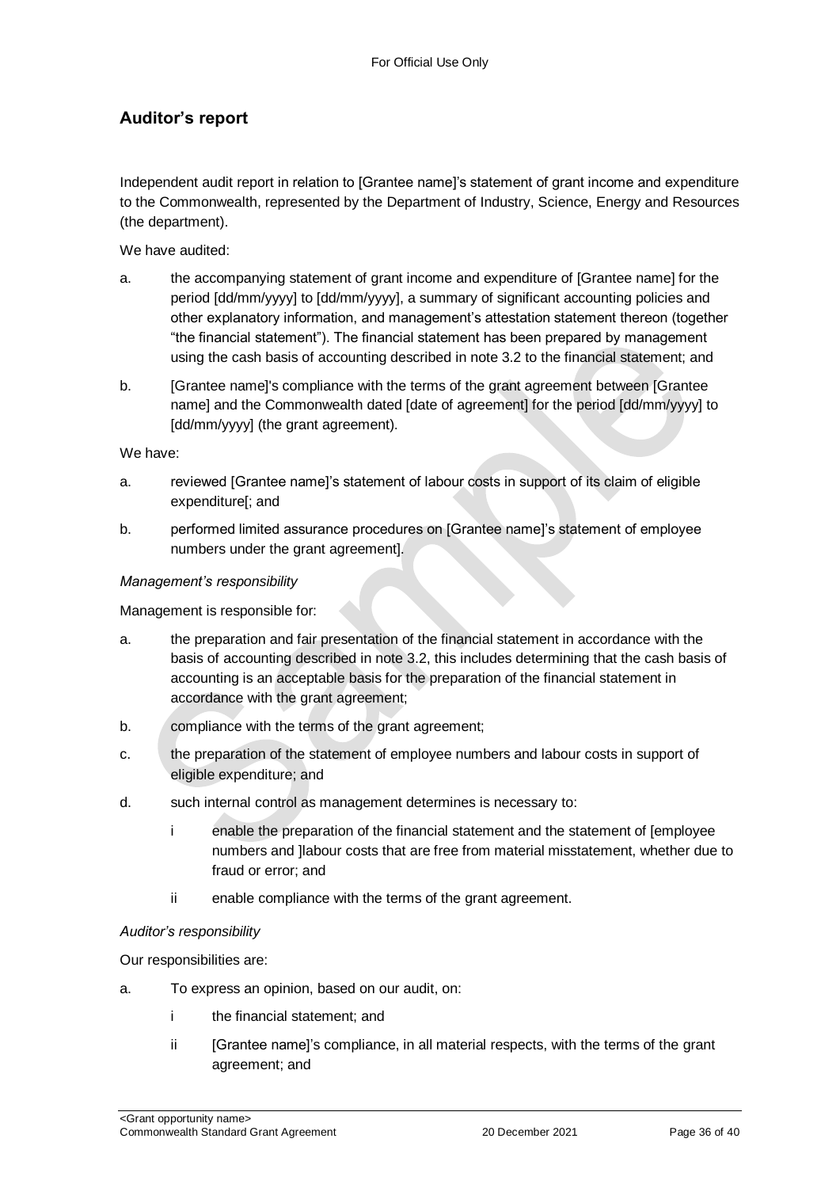## Auditor's report

Independent audit report in relation to [Grantee name]'s statement of grant income and expenditure to the Commonwealth, represented by the Department of Industry, Science, Energy and Resources (the department).

We have audited:

a. the accompanying statement of grant income and expenditure of [Grantee name] for the period [dd/mm/yyyy] to [dd/mm/yyyy], a summary of significant accounting policies and other explanatory information, and management's attestation statement thereon (together "the financial statement"). The financial statement has been prepared by management using the cash basis of accounting described in note 3.2 to the financial statement; and

b. [Grantee name]'s compliance with the terms of the grant agreement between [Grantee name] and the Commonwealth dated [date of agreement] for the period [dd/mm/yyyy] to [dd/mm/yyyy] (the grant agreement).

We have:

a. reviewed [Grantee name]'s statement of labour costs in support of its claim of eligible expenditure[; and

b. performed limited assurance procedures on [Grantee name]'s statement of employee numbers under the grant agreement].

*Management's responsibility*

Management is responsible for:

a. the preparation and fair presentation of the financial statement in accordance with the basis of accounting described in note 3.2, this includes determining that the cash basis of accounting is an acceptable basis for the preparation of the financial statement in accordance with the grant agreement;

b. compliance with the terms of the grant agreement;

c. the preparation of the statement of employee numbers and labour costs in support of eligible expenditure; and

d. such internal control as management determines is necessary to:

   i enable the preparation of the financial statement and the statement of [employee numbers and ]labour costs that are free from material misstatement, whether due to fraud or error; and

   ii enable compliance with the terms of the grant agreement.

*Auditor's responsibility*

Our responsibilities are:

a. To express an opinion, based on our audit, on:

   i the financial statement; and

   ii [Grantee name]'s compliance, in all material respects, with the terms of the grant agreement; and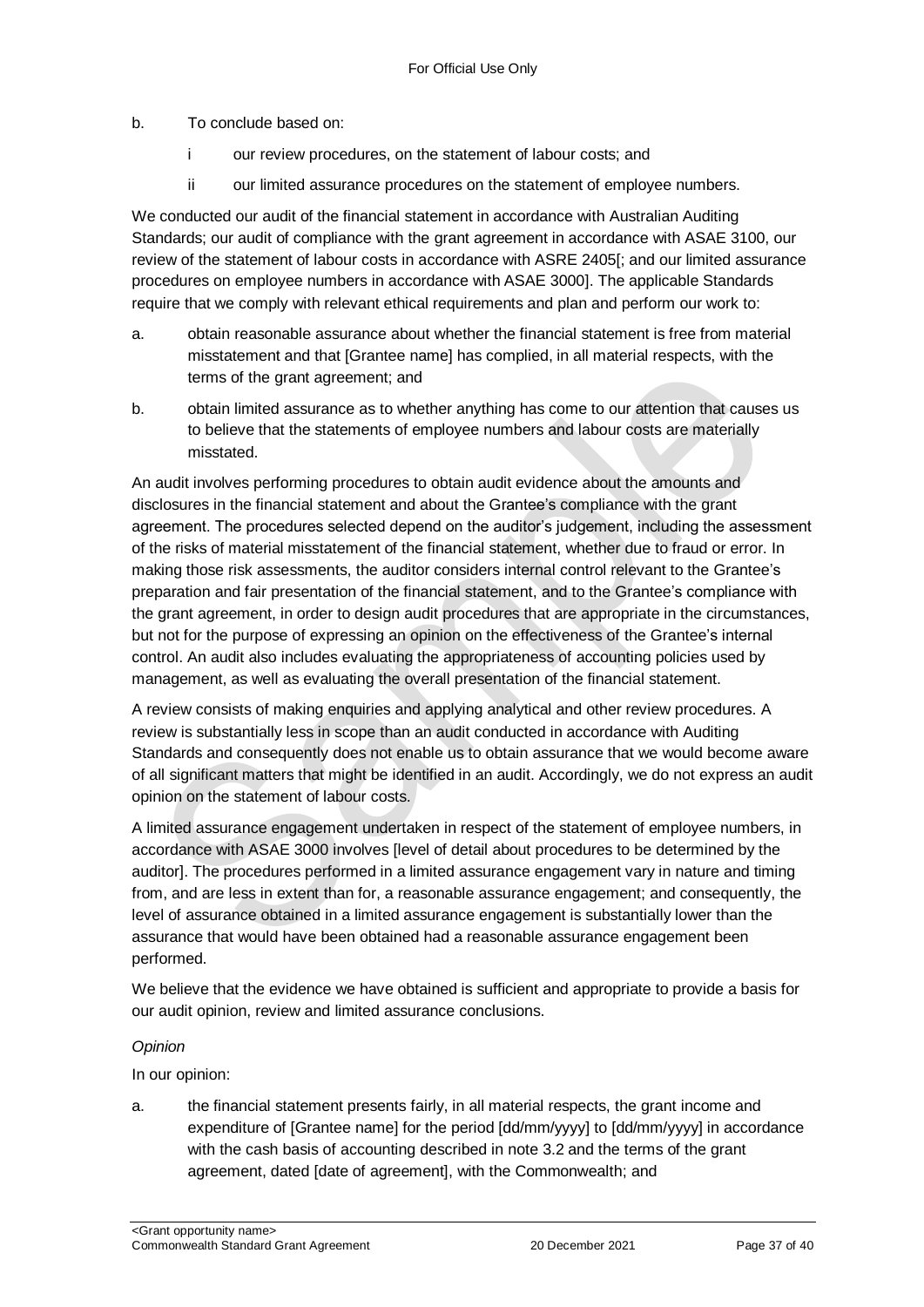b. To conclude based on:

   i our review procedures, on the statement of labour costs; and

   ii our limited assurance procedures on the statement of employee numbers.

We conducted our audit of the financial statement in accordance with Australian Auditing Standards; our audit of compliance with the grant agreement in accordance with ASAE 3100, our review of the statement of labour costs in accordance with ASRE 2405[; and our limited assurance procedures on employee numbers in accordance with ASAE 3000]. The applicable Standards require that we comply with relevant ethical requirements and plan and perform our work to:

a. obtain reasonable assurance about whether the financial statement is free from material misstatement and that [Grantee name] has complied, in all material respects, with the terms of the grant agreement; and

b. obtain limited assurance as to whether anything has come to our attention that causes us to believe that the statements of employee numbers and labour costs are materially misstated.

An audit involves performing procedures to obtain audit evidence about the amounts and disclosures in the financial statement and about the Grantee's compliance with the grant agreement. The procedures selected depend on the auditor's judgement, including the assessment of the risks of material misstatement of the financial statement, whether due to fraud or error. In making those risk assessments, the auditor considers internal control relevant to the Grantee's preparation and fair presentation of the financial statement, and to the Grantee's compliance with the grant agreement, in order to design audit procedures that are appropriate in the circumstances, but not for the purpose of expressing an opinion on the effectiveness of the Grantee's internal control. An audit also includes evaluating the appropriateness of accounting policies used by management, as well as evaluating the overall presentation of the financial statement.

A review consists of making enquiries and applying analytical and other review procedures. A review is substantially less in scope than an audit conducted in accordance with Auditing Standards and consequently does not enable us to obtain assurance that we would become aware of all significant matters that might be identified in an audit. Accordingly, we do not express an audit opinion on the statement of labour costs.

A limited assurance engagement undertaken in respect of the statement of employee numbers, in accordance with ASAE 3000 involves [level of detail about procedures to be determined by the auditor]. The procedures performed in a limited assurance engagement vary in nature and timing from, and are less in extent than for, a reasonable assurance engagement; and consequently, the level of assurance obtained in a limited assurance engagement is substantially lower than the assurance that would have been obtained had a reasonable assurance engagement been performed.

We believe that the evidence we have obtained is sufficient and appropriate to provide a basis for our audit opinion, review and limited assurance conclusions.

*Opinion*

In our opinion:

a. the financial statement presents fairly, in all material respects, the grant income and expenditure of [Grantee name] for the period [dd/mm/yyyy] to [dd/mm/yyyy] in accordance with the cash basis of accounting described in note 3.2 and the terms of the grant agreement, dated [date of agreement], with the Commonwealth; and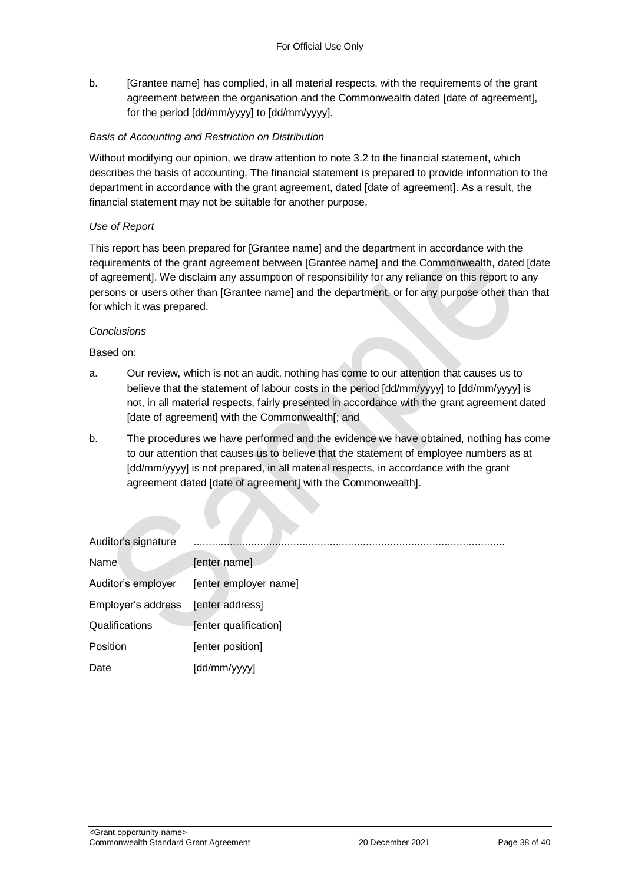b. [Grantee name] has complied, in all material respects, with the requirements of the grant agreement between the organisation and the Commonwealth dated [date of agreement], for the period [dd/mm/yyyy] to [dd/mm/yyyy].

*Basis of Accounting and Restriction on Distribution*

Without modifying our opinion, we draw attention to note 3.2 to the financial statement, which describes the basis of accounting. The financial statement is prepared to provide information to the department in accordance with the grant agreement, dated [date of agreement]. As a result, the financial statement may not be suitable for another purpose.

*Use of Report*

This report has been prepared for [Grantee name] and the department in accordance with the requirements of the grant agreement between [Grantee name] and the Commonwealth, dated [date of agreement]. We disclaim any assumption of responsibility for any reliance on this report to any persons or users other than [Grantee name] and the department, or for any purpose other than that for which it was prepared.

*Conclusions*

Based on:

a. Our review, which is not an audit, nothing has come to our attention that causes us to believe that the statement of labour costs in the period [dd/mm/yyyy] to [dd/mm/yyyy] is not, in all material respects, fairly presented in accordance with the grant agreement dated [date of agreement] with the Commonwealth[; and

b. The procedures we have performed and the evidence we have obtained, nothing has come to our attention that causes us to believe that the statement of employee numbers as at [dd/mm/yyyy] is not prepared, in all material respects, in accordance with the grant agreement dated [date of agreement] with the Commonwealth].

| | |
|---|---|
| Auditor's signature | ........................................................................................................ |
| Name | [enter name] |
| Auditor's employer | [enter employer name] |
| Employer's address | [enter address] |
| Qualifications | [enter qualification] |
| Position | [enter position] |
| Date | [dd/mm/yyyy] |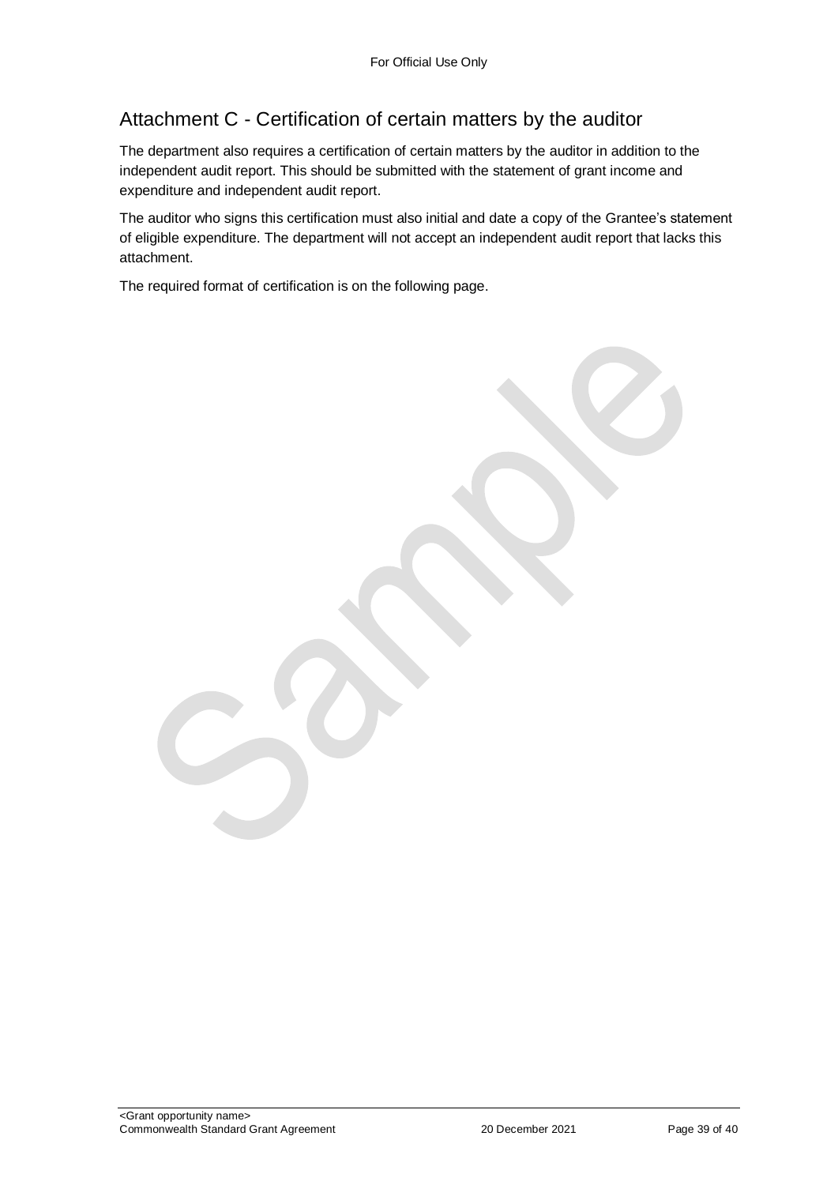## Attachment C - Certification of certain matters by the auditor

The department also requires a certification of certain matters by the auditor in addition to the independent audit report. This should be submitted with the statement of grant income and expenditure and independent audit report.

The auditor who signs this certification must also initial and date a copy of the Grantee's statement of eligible expenditure. The department will not accept an independent audit report that lacks this attachment.

The required format of certification is on the following page.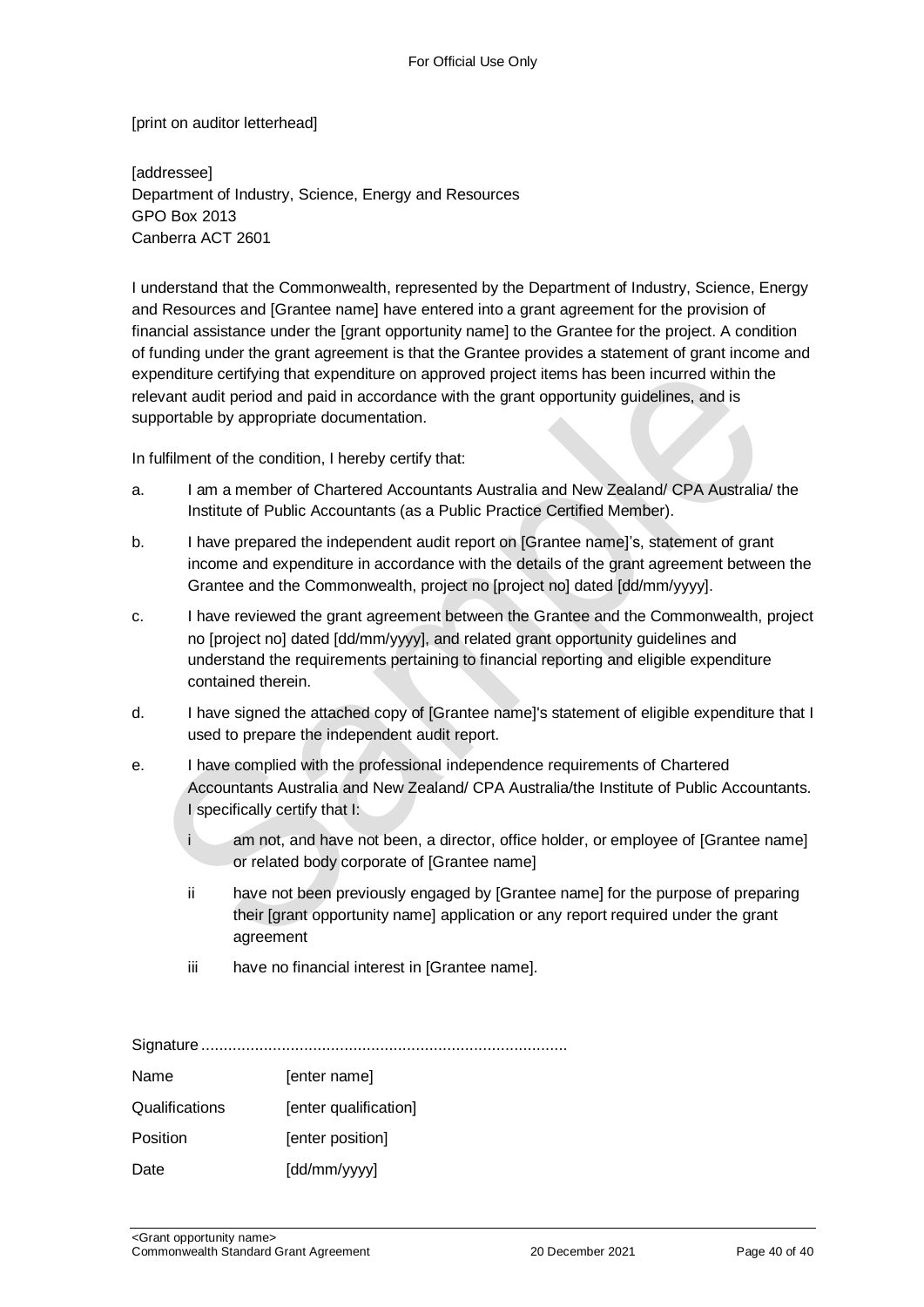[print on auditor letterhead]

[addressee]
Department of Industry, Science, Energy and Resources
GPO Box 2013
Canberra ACT 2601

I understand that the Commonwealth, represented by the Department of Industry, Science, Energy and Resources and [Grantee name] have entered into a grant agreement for the provision of financial assistance under the [grant opportunity name] to the Grantee for the project. A condition of funding under the grant agreement is that the Grantee provides a statement of grant income and expenditure certifying that expenditure on approved project items has been incurred within the relevant audit period and paid in accordance with the grant opportunity guidelines, and is supportable by appropriate documentation.

In fulfilment of the condition, I hereby certify that:

a. I am a member of Chartered Accountants Australia and New Zealand/ CPA Australia/ the Institute of Public Accountants (as a Public Practice Certified Member).

b. I have prepared the independent audit report on [Grantee name]'s, statement of grant income and expenditure in accordance with the details of the grant agreement between the Grantee and the Commonwealth, project no [project no] dated [dd/mm/yyyy].

c. I have reviewed the grant agreement between the Grantee and the Commonwealth, project no [project no] dated [dd/mm/yyyy], and related grant opportunity guidelines and understand the requirements pertaining to financial reporting and eligible expenditure contained therein.

d. I have signed the attached copy of [Grantee name]'s statement of eligible expenditure that I used to prepare the independent audit report.

e. I have complied with the professional independence requirements of Chartered Accountants Australia and New Zealand/ CPA Australia/the Institute of Public Accountants. I specifically certify that I:

   i am not, and have not been, a director, office holder, or employee of [Grantee name] or related body corporate of [Grantee name]

   ii have not been previously engaged by [Grantee name] for the purpose of preparing their [grant opportunity name] application or any report required under the grant agreement

   iii have no financial interest in [Grantee name].

Signature ..................................................................................

| | |
|---|---|
| Name | [enter name] |
| Qualifications | [enter qualification] |
| Position | [enter position] |
| Date | [dd/mm/yyyy] |